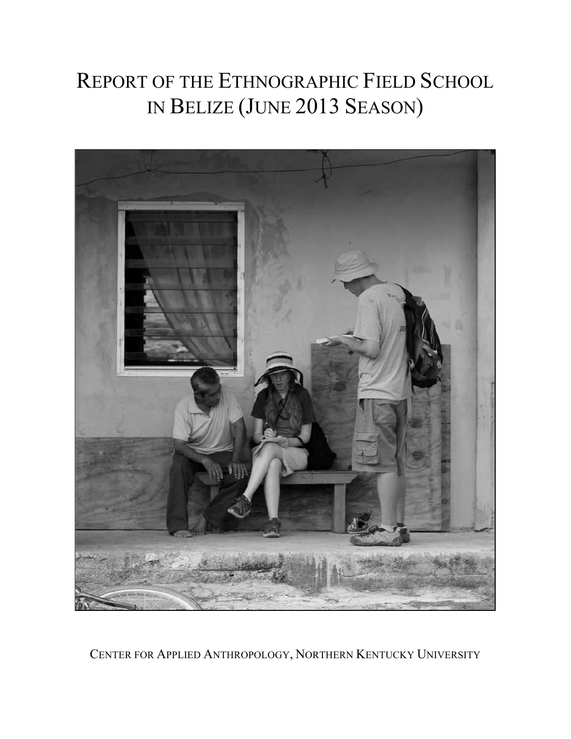# REPORT OF THE ETHNOGRAPHIC FIELD SCHOOL IN BELIZE (JUNE 2013 SEASON)

CENTER FOR APPLIED ANTHROPOLOGY, NORTHERN KENTUCKY UNIVERSITY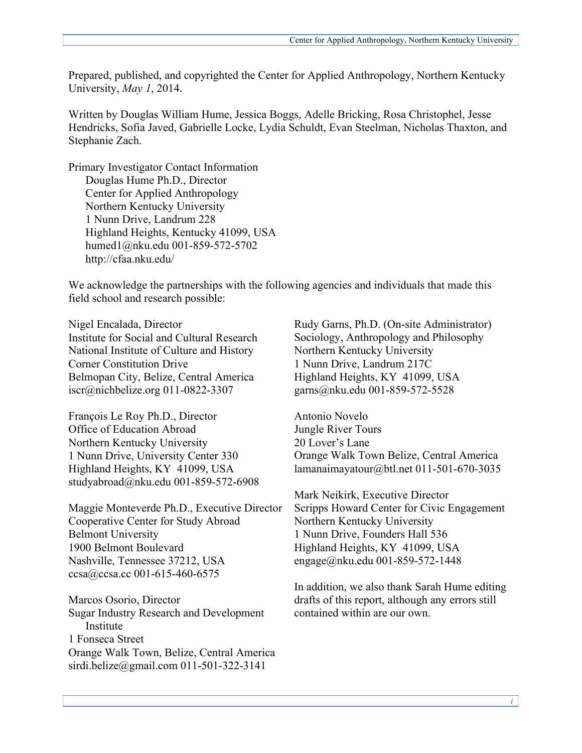Prepared, published, and copyrighted the Center for Applied Anthropology, Northern Kentucky University, *May 1*, 2014.

Written by Douglas William Hume, Jessica Boggs, Adelle Bricking, Rosa Christophel, Jesse Hendricks, Sofia Javed, Gabrielle Locke, Lydia Schuldt, Evan Steelman, Nicholas Thaxton, and Stephanie Zach.

Primary Investigator Contact Information
Douglas Hume Ph.D., Director
Center for Applied Anthropology
Northern Kentucky University
1 Nunn Drive, Landrum 228
Highland Heights, Kentucky 41099, USA
humed1@nku.edu 001-859-572-5702
http://cfaa.nku.edu/

We acknowledge the partnerships with the following agencies and individuals that made this field school and research possible:

Nigel Encalada, Director
Institute for Social and Cultural Research
National Institute of Culture and History
Corner Constitution Drive
Belmopan City, Belize, Central America
iscr@nichbelize.org 011-0822-3307

François Le Roy Ph.D., Director
Office of Education Abroad
Northern Kentucky University
1 Nunn Drive, University Center 330
Highland Heights, KY 41099, USA
studyabroad@nku.edu 001-859-572-6908

Maggie Monteverde Ph.D., Executive Director
Cooperative Center for Study Abroad
Belmont University
1900 Belmont Boulevard
Nashville, Tennessee 37212, USA
ccsa@ccsa.cc 001-615-460-6575

Marcos Osorio, Director
Sugar Industry Research and Development Institute
1 Fonseca Street
Orange Walk Town, Belize, Central America
sirdi.belize@gmail.com 011-501-322-3141

Rudy Garns, Ph.D. (On-site Administrator)
Sociology, Anthropology and Philosophy
Northern Kentucky University
1 Nunn Drive, Landrum 217C
Highland Heights, KY 41099, USA
garns@nku.edu 001-859-572-5528

Antonio Novelo
Jungle River Tours
20 Lover's Lane
Orange Walk Town Belize, Central America
lamanaimayatour@btl.net 011-501-670-3035

Mark Neikirk, Executive Director
Scripps Howard Center for Civic Engagement
Northern Kentucky University
1 Nunn Drive, Founders Hall 536
Highland Heights, KY 41099, USA
engage@nku.edu 001-859-572-1448

In addition, we also thank Sarah Hume editing drafts of this report, although any errors still contained within are our own.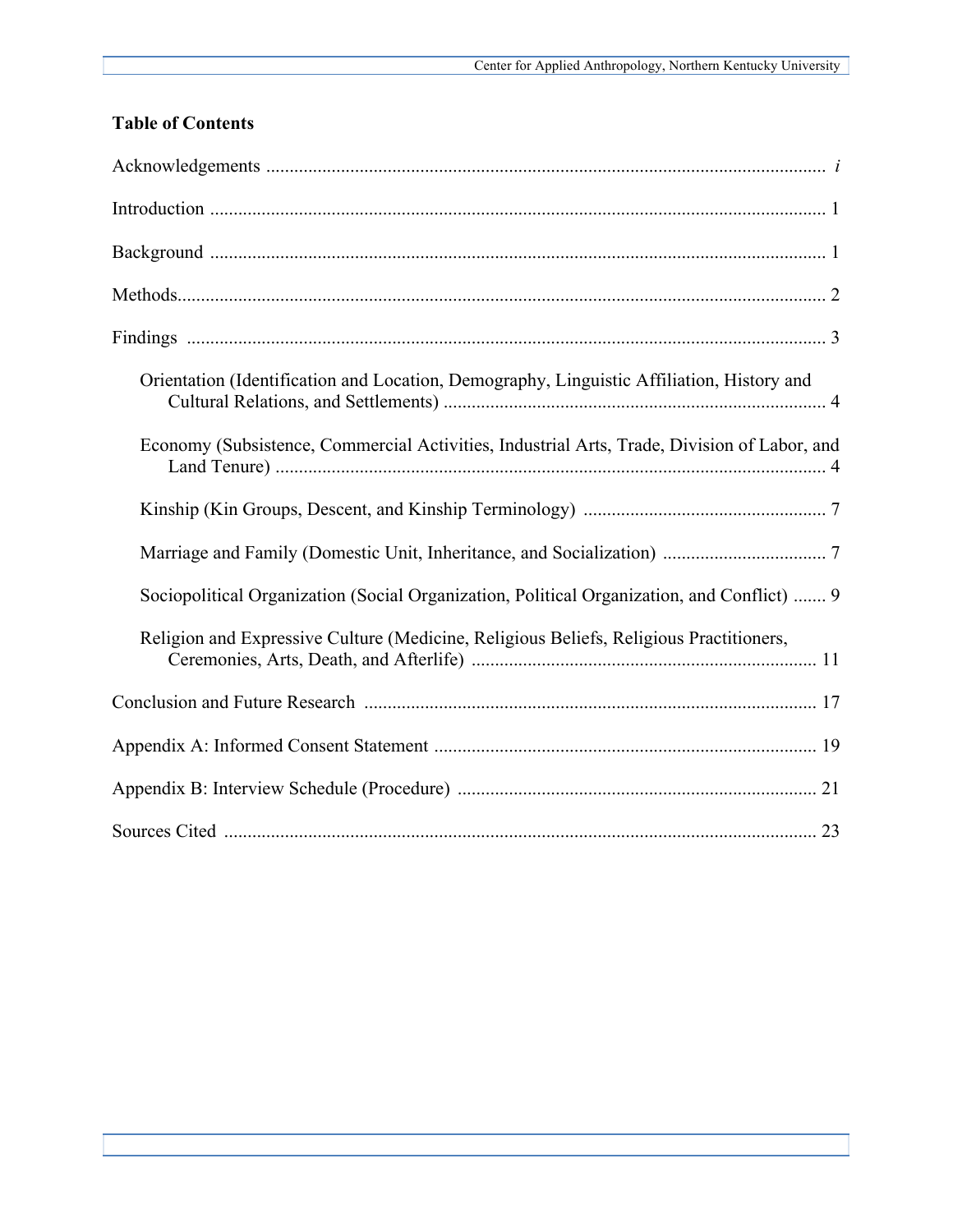## Table of Contents

Acknowledgements ........................................................................................................................ *i*

Introduction ................................................................................................................................. 1

Background ................................................................................................................................. 1

Methods........................................................................................................................................ 2

Findings ....................................................................................................................................... 3

- Orientation (Identification and Location, Demography, Linguistic Affiliation, History and Cultural Relations, and Settlements) ................................................................................. 4
- Economy (Subsistence, Commercial Activities, Industrial Arts, Trade, Division of Labor, and Land Tenure) ..................................................................................................................... 4
- Kinship (Kin Groups, Descent, and Kinship Terminology) .................................................... 7
- Marriage and Family (Domestic Unit, Inheritance, and Socialization) .................................. 7
- Sociopolitical Organization (Social Organization, Political Organization, and Conflict) ....... 9
- Religion and Expressive Culture (Medicine, Religious Beliefs, Religious Practitioners, Ceremonies, Arts, Death, and Afterlife) ......................................................................... 11

Conclusion and Future Research ................................................................................................ 17

Appendix A: Informed Consent Statement ................................................................................. 19

Appendix B: Interview Schedule (Procedure) ............................................................................ 21

Sources Cited .............................................................................................................................. 23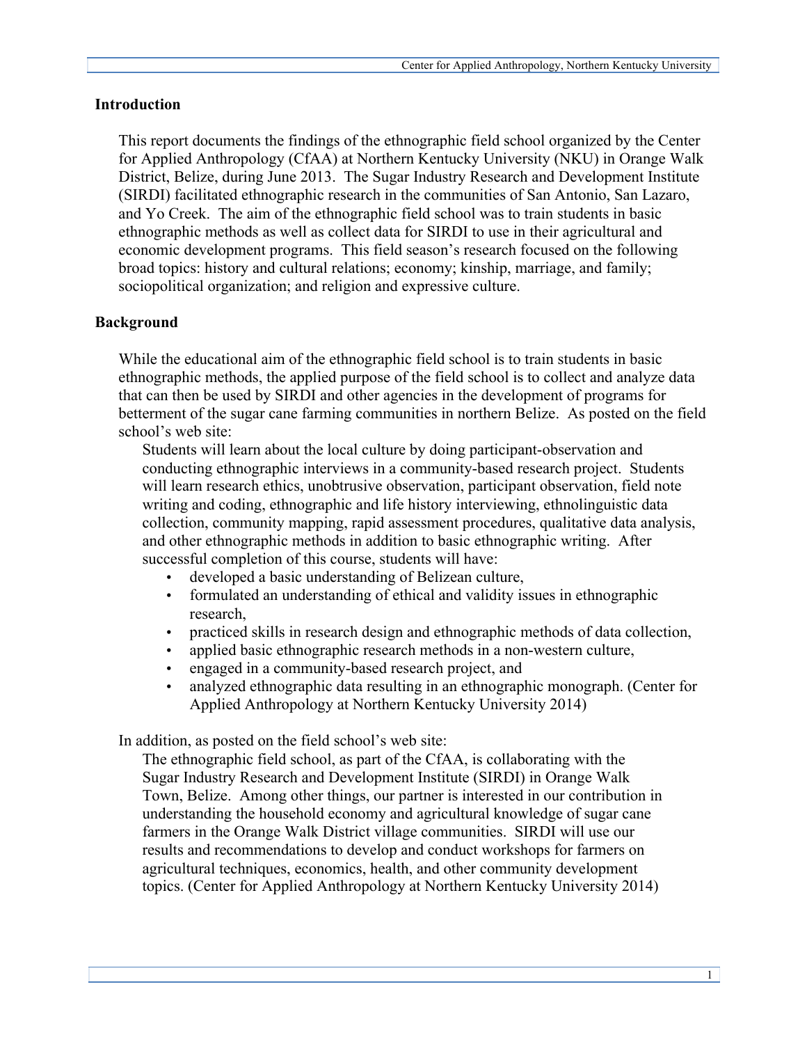## Introduction

This report documents the findings of the ethnographic field school organized by the Center for Applied Anthropology (CfAA) at Northern Kentucky University (NKU) in Orange Walk District, Belize, during June 2013. The Sugar Industry Research and Development Institute (SIRDI) facilitated ethnographic research in the communities of San Antonio, San Lazaro, and Yo Creek. The aim of the ethnographic field school was to train students in basic ethnographic methods as well as collect data for SIRDI to use in their agricultural and economic development programs. This field season's research focused on the following broad topics: history and cultural relations; economy; kinship, marriage, and family; sociopolitical organization; and religion and expressive culture.

## Background

While the educational aim of the ethnographic field school is to train students in basic ethnographic methods, the applied purpose of the field school is to collect and analyze data that can then be used by SIRDI and other agencies in the development of programs for betterment of the sugar cane farming communities in northern Belize. As posted on the field school's web site:

> Students will learn about the local culture by doing participant-observation and conducting ethnographic interviews in a community-based research project. Students will learn research ethics, unobtrusive observation, participant observation, field note writing and coding, ethnographic and life history interviewing, ethnolinguistic data collection, community mapping, rapid assessment procedures, qualitative data analysis, and other ethnographic methods in addition to basic ethnographic writing. After successful completion of this course, students will have:
>
> - developed a basic understanding of Belizean culture,
> - formulated an understanding of ethical and validity issues in ethnographic research,
> - practiced skills in research design and ethnographic methods of data collection,
> - applied basic ethnographic research methods in a non-western culture,
> - engaged in a community-based research project, and
> - analyzed ethnographic data resulting in an ethnographic monograph. (Center for Applied Anthropology at Northern Kentucky University 2014)

In addition, as posted on the field school's web site:

> The ethnographic field school, as part of the CfAA, is collaborating with the Sugar Industry Research and Development Institute (SIRDI) in Orange Walk Town, Belize. Among other things, our partner is interested in our contribution in understanding the household economy and agricultural knowledge of sugar cane farmers in the Orange Walk District village communities. SIRDI will use our results and recommendations to develop and conduct workshops for farmers on agricultural techniques, economics, health, and other community development topics. (Center for Applied Anthropology at Northern Kentucky University 2014)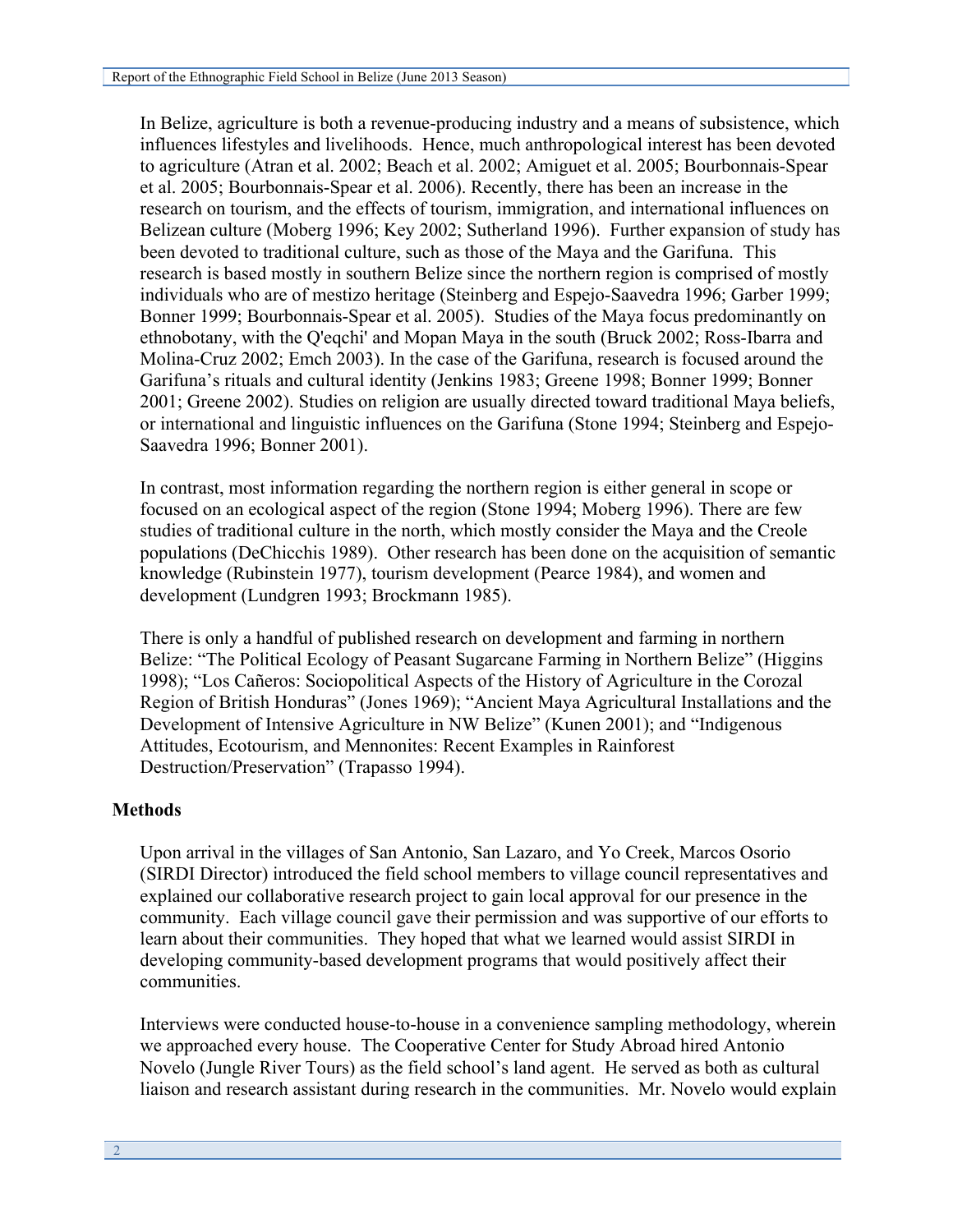In Belize, agriculture is both a revenue-producing industry and a means of subsistence, which influences lifestyles and livelihoods. Hence, much anthropological interest has been devoted to agriculture (Atran et al. 2002; Beach et al. 2002; Amiguet et al. 2005; Bourbonnais-Spear et al. 2005; Bourbonnais-Spear et al. 2006). Recently, there has been an increase in the research on tourism, and the effects of tourism, immigration, and international influences on Belizean culture (Moberg 1996; Key 2002; Sutherland 1996). Further expansion of study has been devoted to traditional culture, such as those of the Maya and the Garifuna. This research is based mostly in southern Belize since the northern region is comprised of mostly individuals who are of mestizo heritage (Steinberg and Espejo-Saavedra 1996; Garber 1999; Bonner 1999; Bourbonnais-Spear et al. 2005). Studies of the Maya focus predominantly on ethnobotany, with the Q'eqchi' and Mopan Maya in the south (Bruck 2002; Ross-Ibarra and Molina-Cruz 2002; Emch 2003). In the case of the Garifuna, research is focused around the Garifuna's rituals and cultural identity (Jenkins 1983; Greene 1998; Bonner 1999; Bonner 2001; Greene 2002). Studies on religion are usually directed toward traditional Maya beliefs, or international and linguistic influences on the Garifuna (Stone 1994; Steinberg and Espejo-Saavedra 1996; Bonner 2001).

In contrast, most information regarding the northern region is either general in scope or focused on an ecological aspect of the region (Stone 1994; Moberg 1996). There are few studies of traditional culture in the north, which mostly consider the Maya and the Creole populations (DeChicchis 1989). Other research has been done on the acquisition of semantic knowledge (Rubinstein 1977), tourism development (Pearce 1984), and women and development (Lundgren 1993; Brockmann 1985).

There is only a handful of published research on development and farming in northern Belize: "The Political Ecology of Peasant Sugarcane Farming in Northern Belize" (Higgins 1998); "Los Cañeros: Sociopolitical Aspects of the History of Agriculture in the Corozal Region of British Honduras" (Jones 1969); "Ancient Maya Agricultural Installations and the Development of Intensive Agriculture in NW Belize" (Kunen 2001); and "Indigenous Attitudes, Ecotourism, and Mennonites: Recent Examples in Rainforest Destruction/Preservation" (Trapasso 1994).

## Methods

Upon arrival in the villages of San Antonio, San Lazaro, and Yo Creek, Marcos Osorio (SIRDI Director) introduced the field school members to village council representatives and explained our collaborative research project to gain local approval for our presence in the community. Each village council gave their permission and was supportive of our efforts to learn about their communities. They hoped that what we learned would assist SIRDI in developing community-based development programs that would positively affect their communities.

Interviews were conducted house-to-house in a convenience sampling methodology, wherein we approached every house. The Cooperative Center for Study Abroad hired Antonio Novelo (Jungle River Tours) as the field school's land agent. He served as both as cultural liaison and research assistant during research in the communities. Mr. Novelo would explain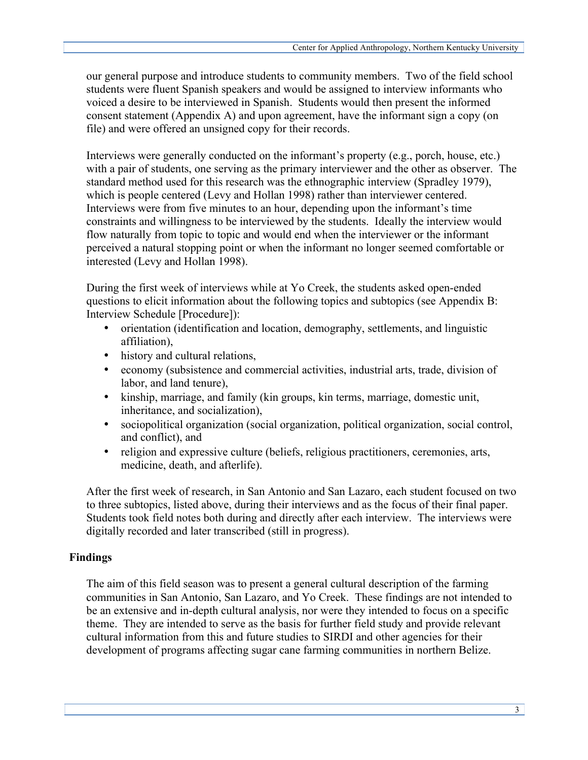our general purpose and introduce students to community members. Two of the field school students were fluent Spanish speakers and would be assigned to interview informants who voiced a desire to be interviewed in Spanish. Students would then present the informed consent statement (Appendix A) and upon agreement, have the informant sign a copy (on file) and were offered an unsigned copy for their records.

Interviews were generally conducted on the informant's property (e.g., porch, house, etc.) with a pair of students, one serving as the primary interviewer and the other as observer. The standard method used for this research was the ethnographic interview (Spradley 1979), which is people centered (Levy and Hollan 1998) rather than interviewer centered. Interviews were from five minutes to an hour, depending upon the informant's time constraints and willingness to be interviewed by the students. Ideally the interview would flow naturally from topic to topic and would end when the interviewer or the informant perceived a natural stopping point or when the informant no longer seemed comfortable or interested (Levy and Hollan 1998).

During the first week of interviews while at Yo Creek, the students asked open-ended questions to elicit information about the following topics and subtopics (see Appendix B: Interview Schedule [Procedure]):

- orientation (identification and location, demography, settlements, and linguistic affiliation),
- history and cultural relations,
- economy (subsistence and commercial activities, industrial arts, trade, division of labor, and land tenure),
- kinship, marriage, and family (kin groups, kin terms, marriage, domestic unit, inheritance, and socialization),
- sociopolitical organization (social organization, political organization, social control, and conflict), and
- religion and expressive culture (beliefs, religious practitioners, ceremonies, arts, medicine, death, and afterlife).

After the first week of research, in San Antonio and San Lazaro, each student focused on two to three subtopics, listed above, during their interviews and as the focus of their final paper. Students took field notes both during and directly after each interview. The interviews were digitally recorded and later transcribed (still in progress).

## Findings

The aim of this field season was to present a general cultural description of the farming communities in San Antonio, San Lazaro, and Yo Creek. These findings are not intended to be an extensive and in-depth cultural analysis, nor were they intended to focus on a specific theme. They are intended to serve as the basis for further field study and provide relevant cultural information from this and future studies to SIRDI and other agencies for their development of programs affecting sugar cane farming communities in northern Belize.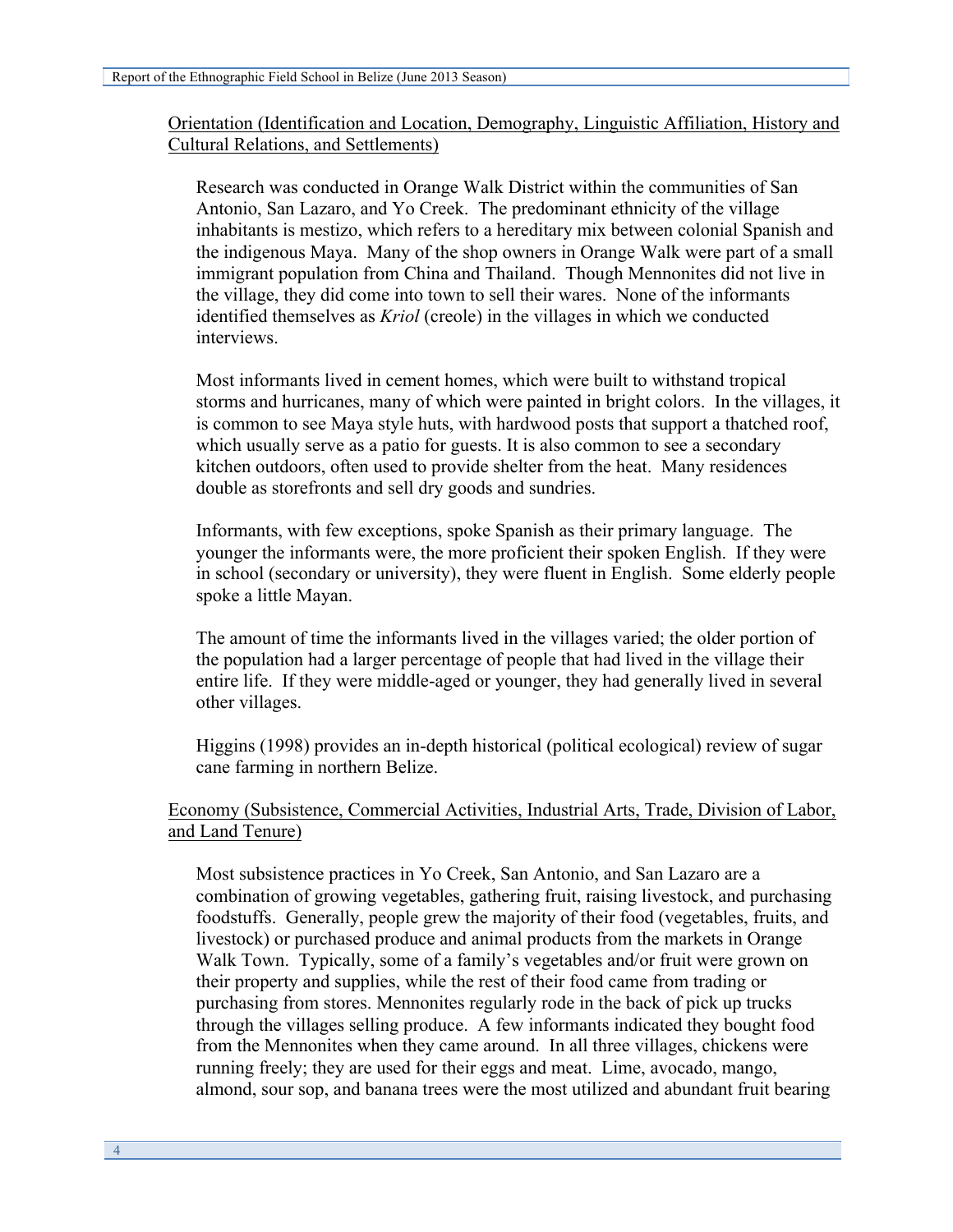## Orientation (Identification and Location, Demography, Linguistic Affiliation, History and Cultural Relations, and Settlements)

Research was conducted in Orange Walk District within the communities of San Antonio, San Lazaro, and Yo Creek. The predominant ethnicity of the village inhabitants is mestizo, which refers to a hereditary mix between colonial Spanish and the indigenous Maya. Many of the shop owners in Orange Walk were part of a small immigrant population from China and Thailand. Though Mennonites did not live in the village, they did come into town to sell their wares. None of the informants identified themselves as *Kriol* (creole) in the villages in which we conducted interviews.

Most informants lived in cement homes, which were built to withstand tropical storms and hurricanes, many of which were painted in bright colors. In the villages, it is common to see Maya style huts, with hardwood posts that support a thatched roof, which usually serve as a patio for guests. It is also common to see a secondary kitchen outdoors, often used to provide shelter from the heat. Many residences double as storefronts and sell dry goods and sundries.

Informants, with few exceptions, spoke Spanish as their primary language. The younger the informants were, the more proficient their spoken English. If they were in school (secondary or university), they were fluent in English. Some elderly people spoke a little Mayan.

The amount of time the informants lived in the villages varied; the older portion of the population had a larger percentage of people that had lived in the village their entire life. If they were middle-aged or younger, they had generally lived in several other villages.

Higgins (1998) provides an in-depth historical (political ecological) review of sugar cane farming in northern Belize.

## Economy (Subsistence, Commercial Activities, Industrial Arts, Trade, Division of Labor, and Land Tenure)

Most subsistence practices in Yo Creek, San Antonio, and San Lazaro are a combination of growing vegetables, gathering fruit, raising livestock, and purchasing foodstuffs. Generally, people grew the majority of their food (vegetables, fruits, and livestock) or purchased produce and animal products from the markets in Orange Walk Town. Typically, some of a family's vegetables and/or fruit were grown on their property and supplies, while the rest of their food came from trading or purchasing from stores. Mennonites regularly rode in the back of pick up trucks through the villages selling produce. A few informants indicated they bought food from the Mennonites when they came around. In all three villages, chickens were running freely; they are used for their eggs and meat. Lime, avocado, mango, almond, sour sop, and banana trees were the most utilized and abundant fruit bearing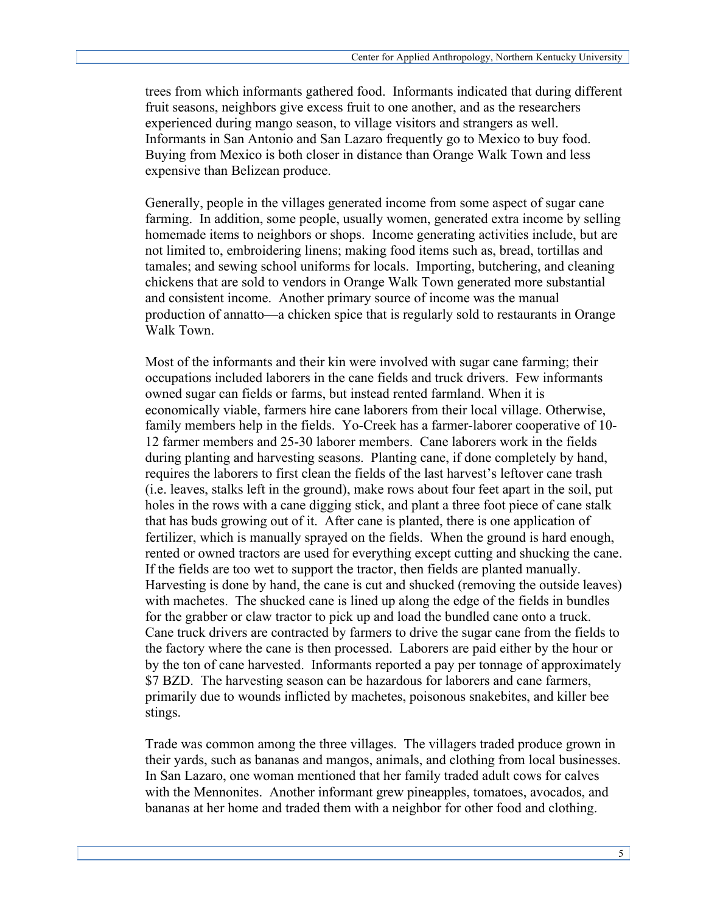trees from which informants gathered food. Informants indicated that during different fruit seasons, neighbors give excess fruit to one another, and as the researchers experienced during mango season, to village visitors and strangers as well. Informants in San Antonio and San Lazaro frequently go to Mexico to buy food. Buying from Mexico is both closer in distance than Orange Walk Town and less expensive than Belizean produce.

Generally, people in the villages generated income from some aspect of sugar cane farming. In addition, some people, usually women, generated extra income by selling homemade items to neighbors or shops. Income generating activities include, but are not limited to, embroidering linens; making food items such as, bread, tortillas and tamales; and sewing school uniforms for locals. Importing, butchering, and cleaning chickens that are sold to vendors in Orange Walk Town generated more substantial and consistent income. Another primary source of income was the manual production of annatto—a chicken spice that is regularly sold to restaurants in Orange Walk Town.

Most of the informants and their kin were involved with sugar cane farming; their occupations included laborers in the cane fields and truck drivers. Few informants owned sugar can fields or farms, but instead rented farmland. When it is economically viable, farmers hire cane laborers from their local village. Otherwise, family members help in the fields. Yo-Creek has a farmer-laborer cooperative of 10-12 farmer members and 25-30 laborer members. Cane laborers work in the fields during planting and harvesting seasons. Planting cane, if done completely by hand, requires the laborers to first clean the fields of the last harvest's leftover cane trash (i.e. leaves, stalks left in the ground), make rows about four feet apart in the soil, put holes in the rows with a cane digging stick, and plant a three foot piece of cane stalk that has buds growing out of it. After cane is planted, there is one application of fertilizer, which is manually sprayed on the fields. When the ground is hard enough, rented or owned tractors are used for everything except cutting and shucking the cane. If the fields are too wet to support the tractor, then fields are planted manually. Harvesting is done by hand, the cane is cut and shucked (removing the outside leaves) with machetes. The shucked cane is lined up along the edge of the fields in bundles for the grabber or claw tractor to pick up and load the bundled cane onto a truck. Cane truck drivers are contracted by farmers to drive the sugar cane from the fields to the factory where the cane is then processed. Laborers are paid either by the hour or by the ton of cane harvested. Informants reported a pay per tonnage of approximately $7 BZD. The harvesting season can be hazardous for laborers and cane farmers, primarily due to wounds inflicted by machetes, poisonous snakebites, and killer bee stings.

Trade was common among the three villages. The villagers traded produce grown in their yards, such as bananas and mangos, animals, and clothing from local businesses. In San Lazaro, one woman mentioned that her family traded adult cows for calves with the Mennonites. Another informant grew pineapples, tomatoes, avocados, and bananas at her home and traded them with a neighbor for other food and clothing.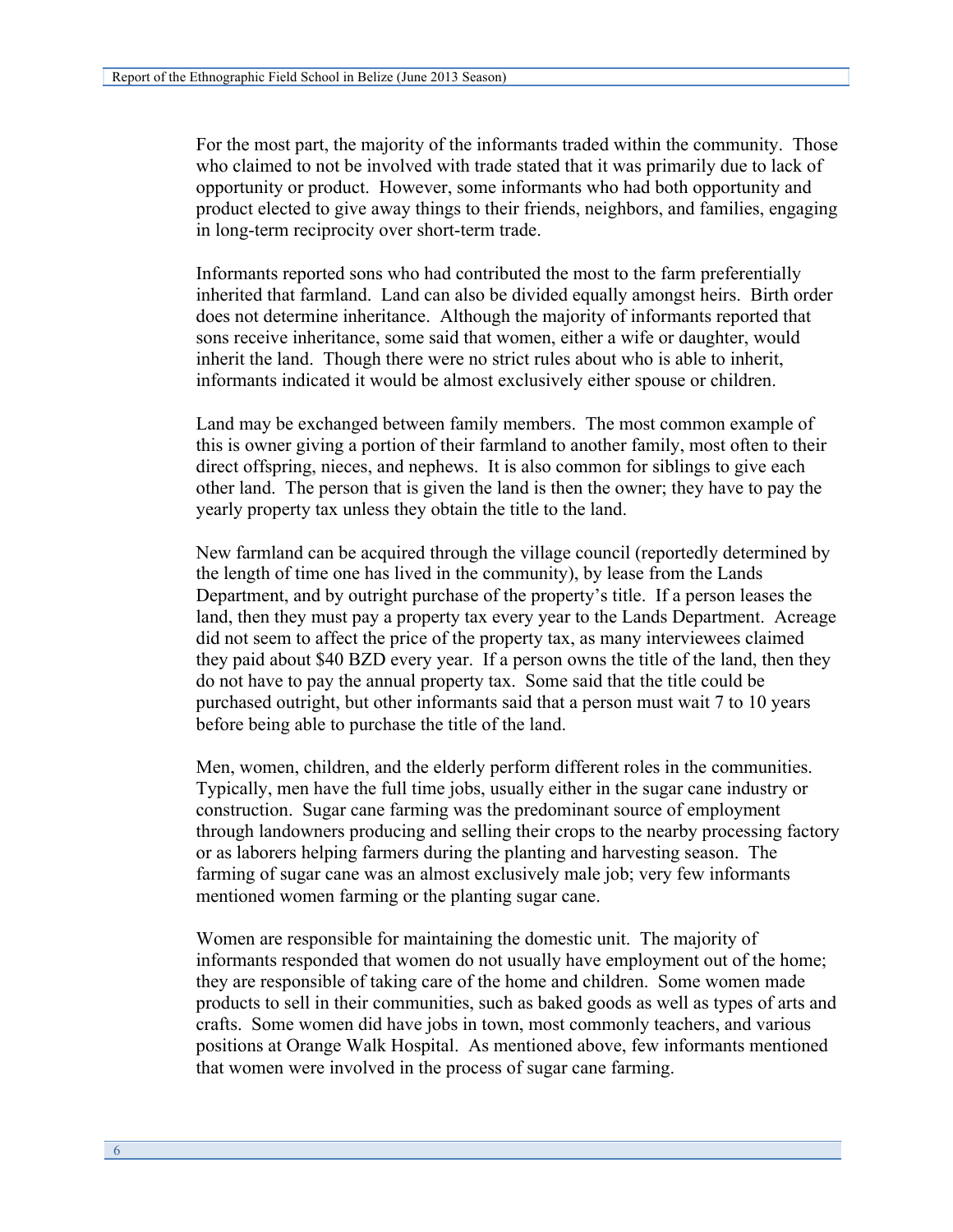For the most part, the majority of the informants traded within the community. Those who claimed to not be involved with trade stated that it was primarily due to lack of opportunity or product. However, some informants who had both opportunity and product elected to give away things to their friends, neighbors, and families, engaging in long-term reciprocity over short-term trade.

Informants reported sons who had contributed the most to the farm preferentially inherited that farmland. Land can also be divided equally amongst heirs. Birth order does not determine inheritance. Although the majority of informants reported that sons receive inheritance, some said that women, either a wife or daughter, would inherit the land. Though there were no strict rules about who is able to inherit, informants indicated it would be almost exclusively either spouse or children.

Land may be exchanged between family members. The most common example of this is owner giving a portion of their farmland to another family, most often to their direct offspring, nieces, and nephews. It is also common for siblings to give each other land. The person that is given the land is then the owner; they have to pay the yearly property tax unless they obtain the title to the land.

New farmland can be acquired through the village council (reportedly determined by the length of time one has lived in the community), by lease from the Lands Department, and by outright purchase of the property's title. If a person leases the land, then they must pay a property tax every year to the Lands Department. Acreage did not seem to affect the price of the property tax, as many interviewees claimed they paid about $40 BZD every year. If a person owns the title of the land, then they do not have to pay the annual property tax. Some said that the title could be purchased outright, but other informants said that a person must wait 7 to 10 years before being able to purchase the title of the land.

Men, women, children, and the elderly perform different roles in the communities. Typically, men have the full time jobs, usually either in the sugar cane industry or construction. Sugar cane farming was the predominant source of employment through landowners producing and selling their crops to the nearby processing factory or as laborers helping farmers during the planting and harvesting season. The farming of sugar cane was an almost exclusively male job; very few informants mentioned women farming or the planting sugar cane.

Women are responsible for maintaining the domestic unit. The majority of informants responded that women do not usually have employment out of the home; they are responsible of taking care of the home and children. Some women made products to sell in their communities, such as baked goods as well as types of arts and crafts. Some women did have jobs in town, most commonly teachers, and various positions at Orange Walk Hospital. As mentioned above, few informants mentioned that women were involved in the process of sugar cane farming.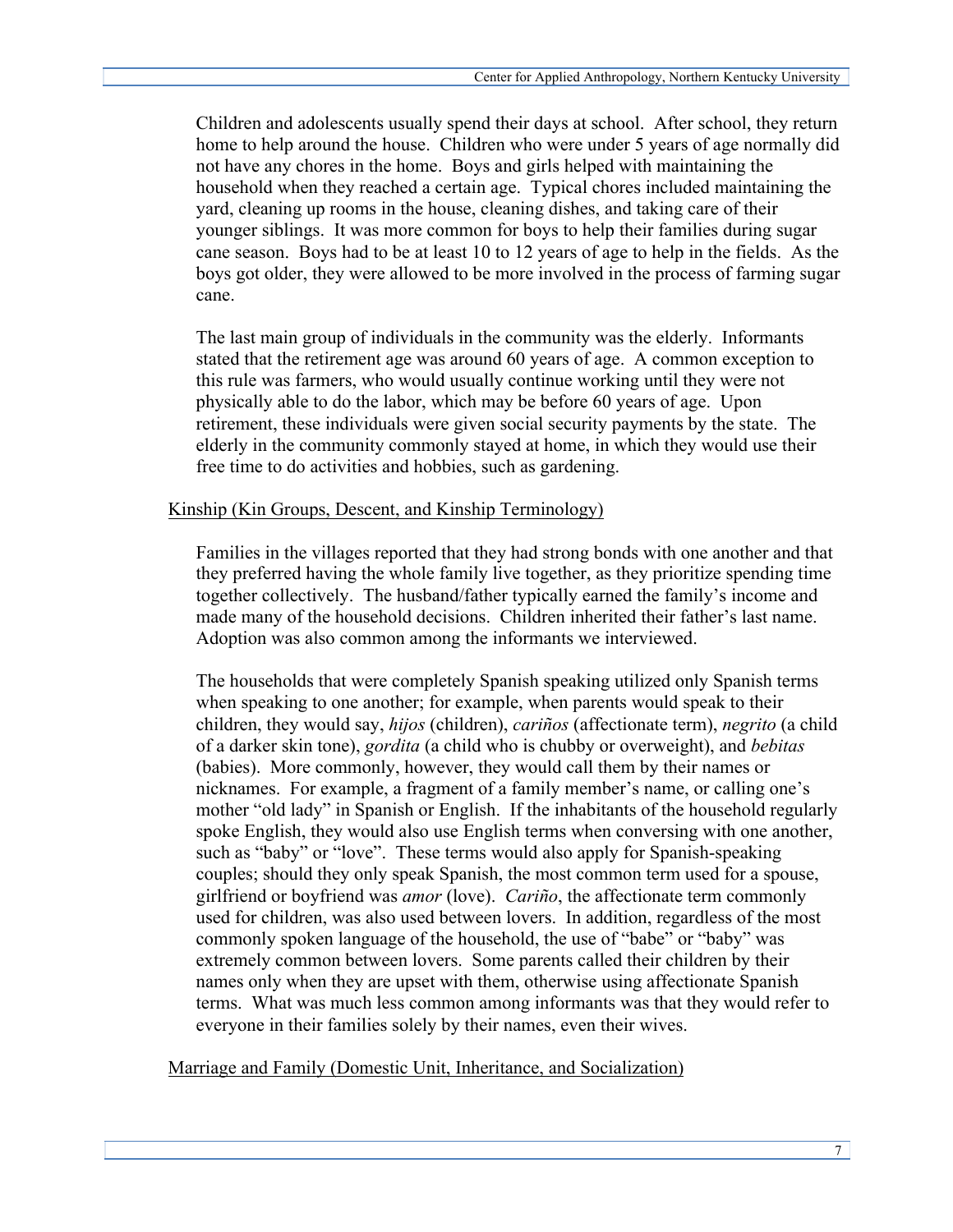Children and adolescents usually spend their days at school. After school, they return home to help around the house. Children who were under 5 years of age normally did not have any chores in the home. Boys and girls helped with maintaining the household when they reached a certain age. Typical chores included maintaining the yard, cleaning up rooms in the house, cleaning dishes, and taking care of their younger siblings. It was more common for boys to help their families during sugar cane season. Boys had to be at least 10 to 12 years of age to help in the fields. As the boys got older, they were allowed to be more involved in the process of farming sugar cane.

The last main group of individuals in the community was the elderly. Informants stated that the retirement age was around 60 years of age. A common exception to this rule was farmers, who would usually continue working until they were not physically able to do the labor, which may be before 60 years of age. Upon retirement, these individuals were given social security payments by the state. The elderly in the community commonly stayed at home, in which they would use their free time to do activities and hobbies, such as gardening.

## Kinship (Kin Groups, Descent, and Kinship Terminology)

Families in the villages reported that they had strong bonds with one another and that they preferred having the whole family live together, as they prioritize spending time together collectively. The husband/father typically earned the family's income and made many of the household decisions. Children inherited their father's last name. Adoption was also common among the informants we interviewed.

The households that were completely Spanish speaking utilized only Spanish terms when speaking to one another; for example, when parents would speak to their children, they would say, *hijos* (children), *cariños* (affectionate term), *negrito* (a child of a darker skin tone), *gordita* (a child who is chubby or overweight), and *bebitas* (babies). More commonly, however, they would call them by their names or nicknames. For example, a fragment of a family member's name, or calling one's mother "old lady" in Spanish or English. If the inhabitants of the household regularly spoke English, they would also use English terms when conversing with one another, such as "baby" or "love". These terms would also apply for Spanish-speaking couples; should they only speak Spanish, the most common term used for a spouse, girlfriend or boyfriend was *amor* (love). *Cariño*, the affectionate term commonly used for children, was also used between lovers. In addition, regardless of the most commonly spoken language of the household, the use of "babe" or "baby" was extremely common between lovers. Some parents called their children by their names only when they are upset with them, otherwise using affectionate Spanish terms. What was much less common among informants was that they would refer to everyone in their families solely by their names, even their wives.

## Marriage and Family (Domestic Unit, Inheritance, and Socialization)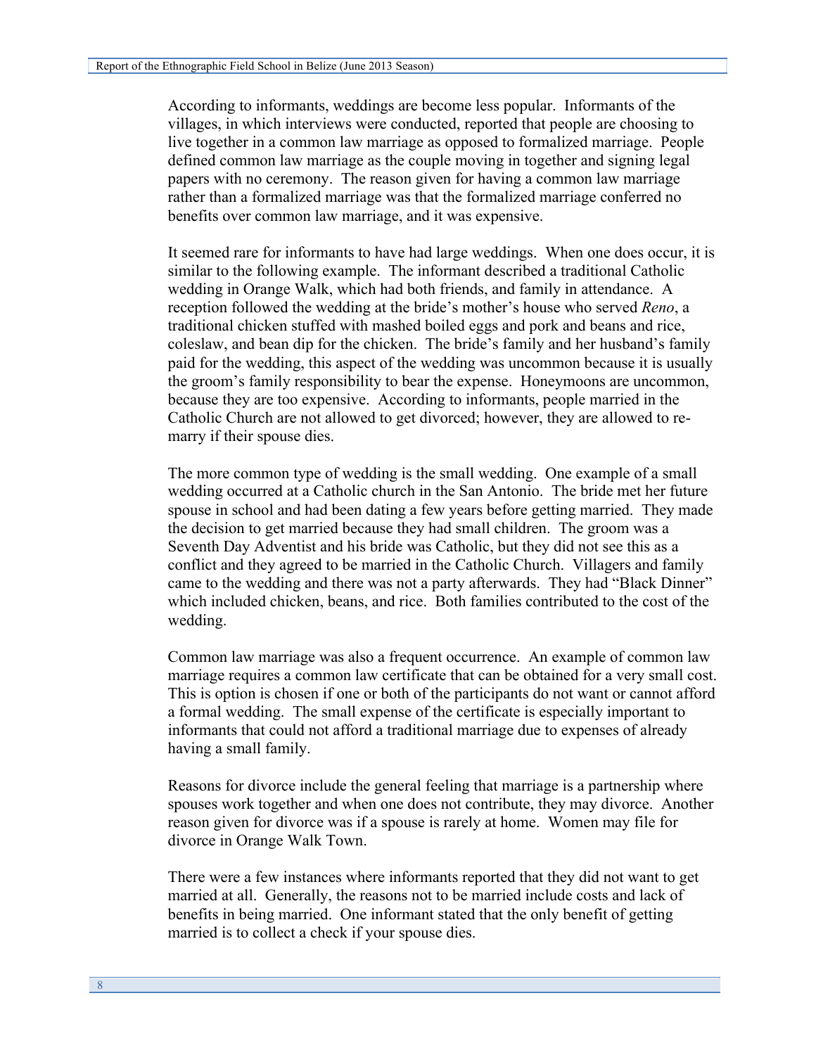According to informants, weddings are become less popular. Informants of the villages, in which interviews were conducted, reported that people are choosing to live together in a common law marriage as opposed to formalized marriage. People defined common law marriage as the couple moving in together and signing legal papers with no ceremony. The reason given for having a common law marriage rather than a formalized marriage was that the formalized marriage conferred no benefits over common law marriage, and it was expensive.

It seemed rare for informants to have had large weddings. When one does occur, it is similar to the following example. The informant described a traditional Catholic wedding in Orange Walk, which had both friends, and family in attendance. A reception followed the wedding at the bride's mother's house who served *Reno*, a traditional chicken stuffed with mashed boiled eggs and pork and beans and rice, coleslaw, and bean dip for the chicken. The bride's family and her husband's family paid for the wedding, this aspect of the wedding was uncommon because it is usually the groom's family responsibility to bear the expense. Honeymoons are uncommon, because they are too expensive. According to informants, people married in the Catholic Church are not allowed to get divorced; however, they are allowed to re-marry if their spouse dies.

The more common type of wedding is the small wedding. One example of a small wedding occurred at a Catholic church in the San Antonio. The bride met her future spouse in school and had been dating a few years before getting married. They made the decision to get married because they had small children. The groom was a Seventh Day Adventist and his bride was Catholic, but they did not see this as a conflict and they agreed to be married in the Catholic Church. Villagers and family came to the wedding and there was not a party afterwards. They had "Black Dinner" which included chicken, beans, and rice. Both families contributed to the cost of the wedding.

Common law marriage was also a frequent occurrence. An example of common law marriage requires a common law certificate that can be obtained for a very small cost. This is option is chosen if one or both of the participants do not want or cannot afford a formal wedding. The small expense of the certificate is especially important to informants that could not afford a traditional marriage due to expenses of already having a small family.

Reasons for divorce include the general feeling that marriage is a partnership where spouses work together and when one does not contribute, they may divorce. Another reason given for divorce was if a spouse is rarely at home. Women may file for divorce in Orange Walk Town.

There were a few instances where informants reported that they did not want to get married at all. Generally, the reasons not to be married include costs and lack of benefits in being married. One informant stated that the only benefit of getting married is to collect a check if your spouse dies.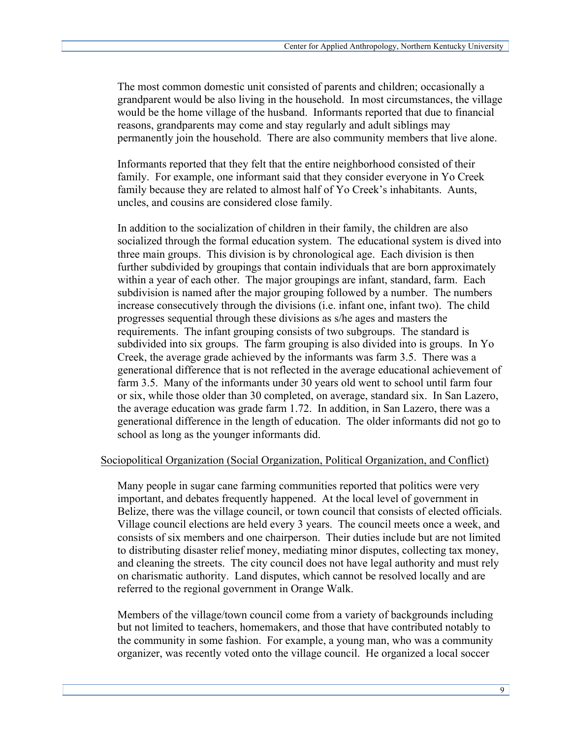The most common domestic unit consisted of parents and children; occasionally a grandparent would be also living in the household. In most circumstances, the village would be the home village of the husband. Informants reported that due to financial reasons, grandparents may come and stay regularly and adult siblings may permanently join the household. There are also community members that live alone.

Informants reported that they felt that the entire neighborhood consisted of their family. For example, one informant said that they consider everyone in Yo Creek family because they are related to almost half of Yo Creek's inhabitants. Aunts, uncles, and cousins are considered close family.

In addition to the socialization of children in their family, the children are also socialized through the formal education system. The educational system is dived into three main groups. This division is by chronological age. Each division is then further subdivided by groupings that contain individuals that are born approximately within a year of each other. The major groupings are infant, standard, farm. Each subdivision is named after the major grouping followed by a number. The numbers increase consecutively through the divisions (i.e. infant one, infant two). The child progresses sequential through these divisions as s/he ages and masters the requirements. The infant grouping consists of two subgroups. The standard is subdivided into six groups. The farm grouping is also divided into is groups. In Yo Creek, the average grade achieved by the informants was farm 3.5. There was a generational difference that is not reflected in the average educational achievement of farm 3.5. Many of the informants under 30 years old went to school until farm four or six, while those older than 30 completed, on average, standard six. In San Lazero, the average education was grade farm 1.72. In addition, in San Lazero, there was a generational difference in the length of education. The older informants did not go to school as long as the younger informants did.

Sociopolitical Organization (Social Organization, Political Organization, and Conflict)

Many people in sugar cane farming communities reported that politics were very important, and debates frequently happened. At the local level of government in Belize, there was the village council, or town council that consists of elected officials. Village council elections are held every 3 years. The council meets once a week, and consists of six members and one chairperson. Their duties include but are not limited to distributing disaster relief money, mediating minor disputes, collecting tax money, and cleaning the streets. The city council does not have legal authority and must rely on charismatic authority. Land disputes, which cannot be resolved locally and are referred to the regional government in Orange Walk.

Members of the village/town council come from a variety of backgrounds including but not limited to teachers, homemakers, and those that have contributed notably to the community in some fashion. For example, a young man, who was a community organizer, was recently voted onto the village council. He organized a local soccer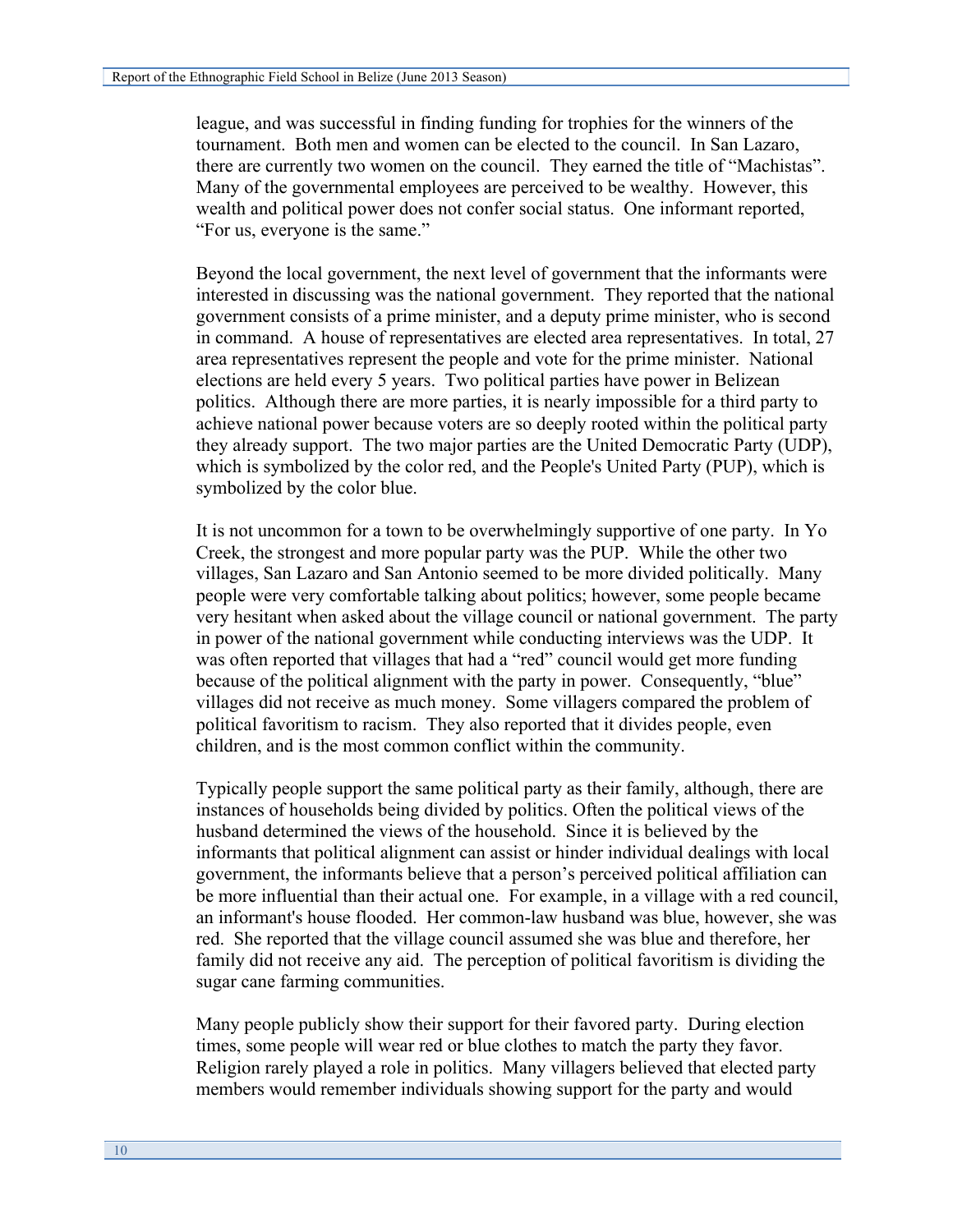league, and was successful in finding funding for trophies for the winners of the tournament. Both men and women can be elected to the council. In San Lazaro, there are currently two women on the council. They earned the title of "Machistas". Many of the governmental employees are perceived to be wealthy. However, this wealth and political power does not confer social status. One informant reported, "For us, everyone is the same."

Beyond the local government, the next level of government that the informants were interested in discussing was the national government. They reported that the national government consists of a prime minister, and a deputy prime minister, who is second in command. A house of representatives are elected area representatives. In total, 27 area representatives represent the people and vote for the prime minister. National elections are held every 5 years. Two political parties have power in Belizean politics. Although there are more parties, it is nearly impossible for a third party to achieve national power because voters are so deeply rooted within the political party they already support. The two major parties are the United Democratic Party (UDP), which is symbolized by the color red, and the People's United Party (PUP), which is symbolized by the color blue.

It is not uncommon for a town to be overwhelmingly supportive of one party. In Yo Creek, the strongest and more popular party was the PUP. While the other two villages, San Lazaro and San Antonio seemed to be more divided politically. Many people were very comfortable talking about politics; however, some people became very hesitant when asked about the village council or national government. The party in power of the national government while conducting interviews was the UDP. It was often reported that villages that had a "red" council would get more funding because of the political alignment with the party in power. Consequently, "blue" villages did not receive as much money. Some villagers compared the problem of political favoritism to racism. They also reported that it divides people, even children, and is the most common conflict within the community.

Typically people support the same political party as their family, although, there are instances of households being divided by politics. Often the political views of the husband determined the views of the household. Since it is believed by the informants that political alignment can assist or hinder individual dealings with local government, the informants believe that a person's perceived political affiliation can be more influential than their actual one. For example, in a village with a red council, an informant's house flooded. Her common-law husband was blue, however, she was red. She reported that the village council assumed she was blue and therefore, her family did not receive any aid. The perception of political favoritism is dividing the sugar cane farming communities.

Many people publicly show their support for their favored party. During election times, some people will wear red or blue clothes to match the party they favor. Religion rarely played a role in politics. Many villagers believed that elected party members would remember individuals showing support for the party and would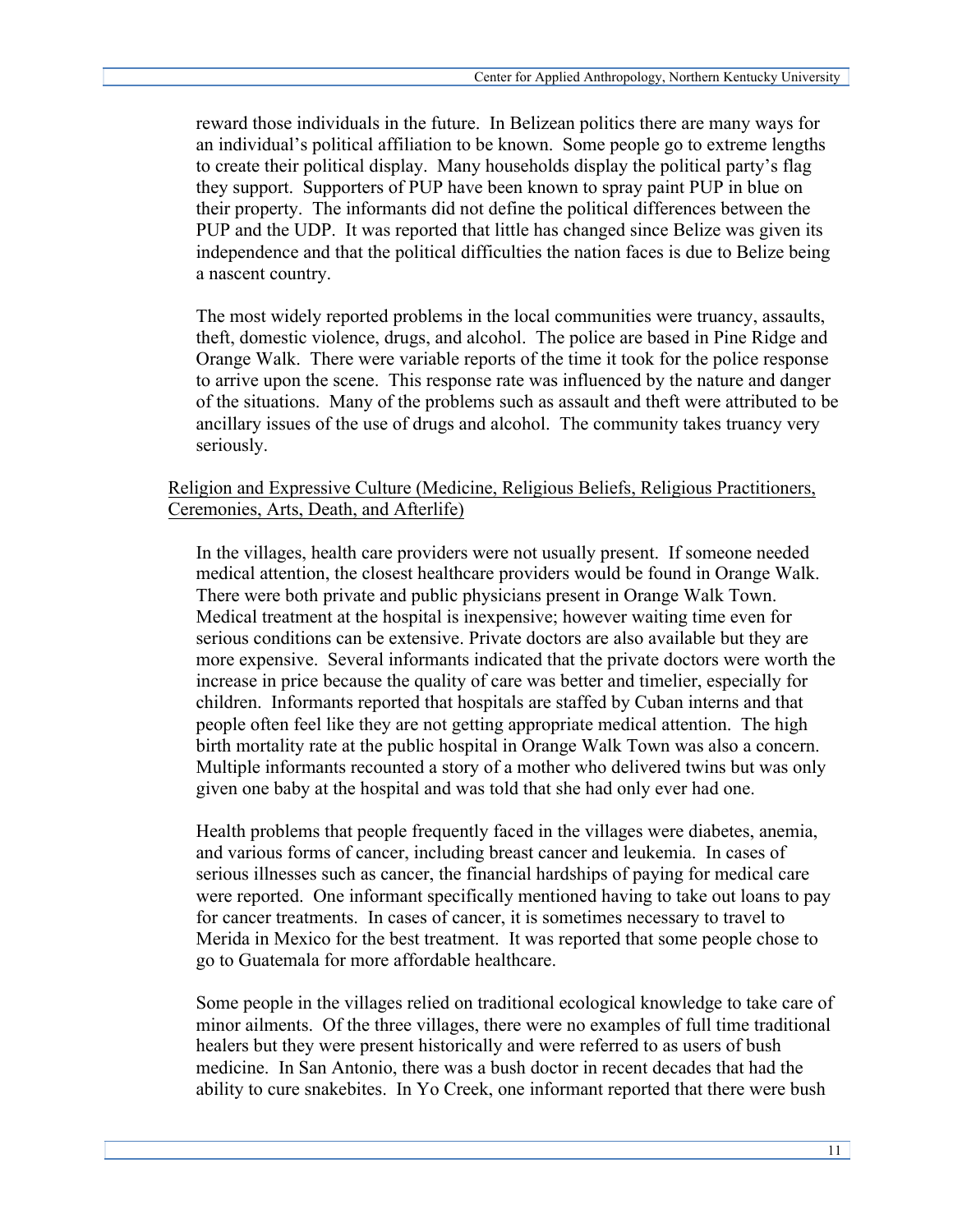reward those individuals in the future. In Belizean politics there are many ways for an individual's political affiliation to be known. Some people go to extreme lengths to create their political display. Many households display the political party's flag they support. Supporters of PUP have been known to spray paint PUP in blue on their property. The informants did not define the political differences between the PUP and the UDP. It was reported that little has changed since Belize was given its independence and that the political difficulties the nation faces is due to Belize being a nascent country.

The most widely reported problems in the local communities were truancy, assaults, theft, domestic violence, drugs, and alcohol. The police are based in Pine Ridge and Orange Walk. There were variable reports of the time it took for the police response to arrive upon the scene. This response rate was influenced by the nature and danger of the situations. Many of the problems such as assault and theft were attributed to be ancillary issues of the use of drugs and alcohol. The community takes truancy very seriously.

<u>Religion and Expressive Culture (Medicine, Religious Beliefs, Religious Practitioners, Ceremonies, Arts, Death, and Afterlife)</u>

In the villages, health care providers were not usually present. If someone needed medical attention, the closest healthcare providers would be found in Orange Walk. There were both private and public physicians present in Orange Walk Town. Medical treatment at the hospital is inexpensive; however waiting time even for serious conditions can be extensive. Private doctors are also available but they are more expensive. Several informants indicated that the private doctors were worth the increase in price because the quality of care was better and timelier, especially for children. Informants reported that hospitals are staffed by Cuban interns and that people often feel like they are not getting appropriate medical attention. The high birth mortality rate at the public hospital in Orange Walk Town was also a concern. Multiple informants recounted a story of a mother who delivered twins but was only given one baby at the hospital and was told that she had only ever had one.

Health problems that people frequently faced in the villages were diabetes, anemia, and various forms of cancer, including breast cancer and leukemia. In cases of serious illnesses such as cancer, the financial hardships of paying for medical care were reported. One informant specifically mentioned having to take out loans to pay for cancer treatments. In cases of cancer, it is sometimes necessary to travel to Merida in Mexico for the best treatment. It was reported that some people chose to go to Guatemala for more affordable healthcare.

Some people in the villages relied on traditional ecological knowledge to take care of minor ailments. Of the three villages, there were no examples of full time traditional healers but they were present historically and were referred to as users of bush medicine. In San Antonio, there was a bush doctor in recent decades that had the ability to cure snakebites. In Yo Creek, one informant reported that there were bush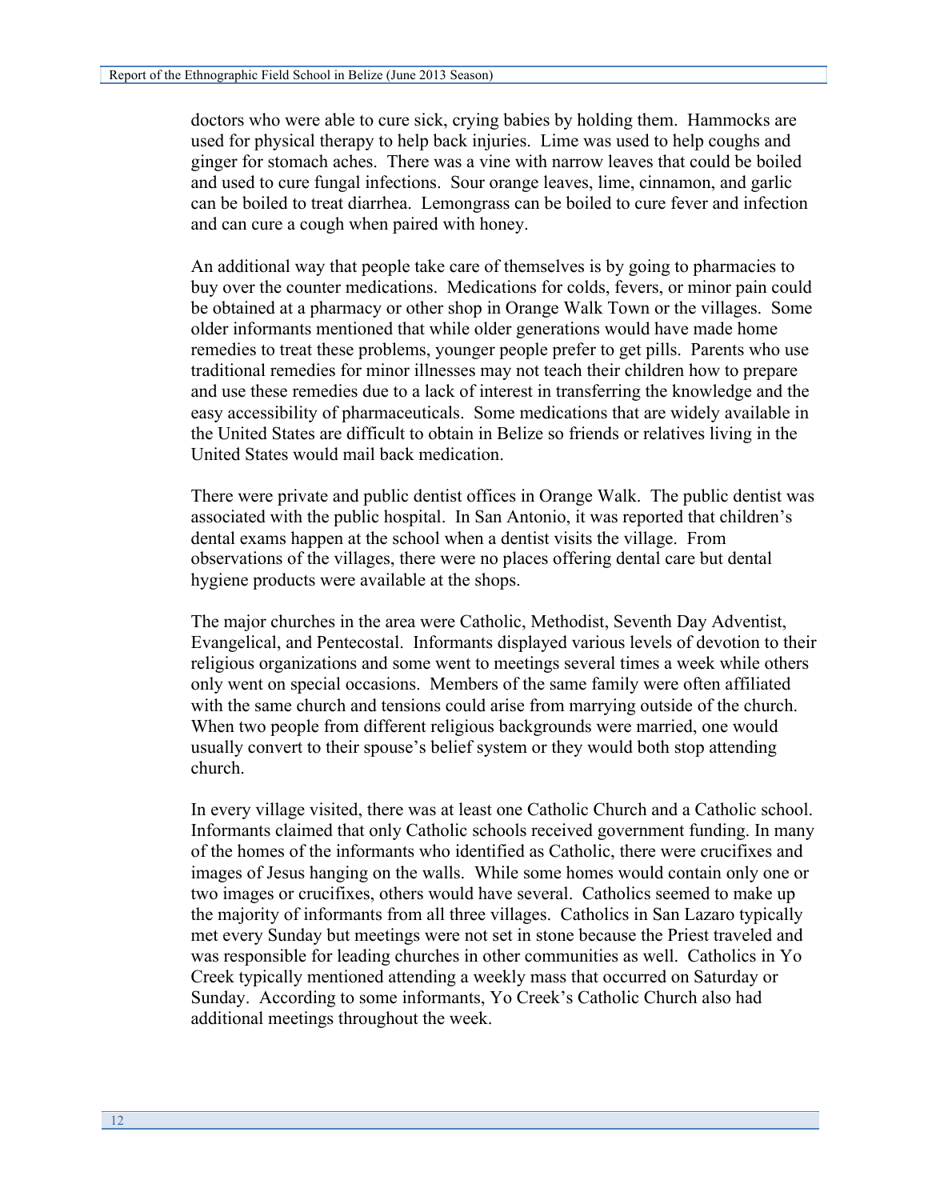doctors who were able to cure sick, crying babies by holding them. Hammocks are used for physical therapy to help back injuries. Lime was used to help coughs and ginger for stomach aches. There was a vine with narrow leaves that could be boiled and used to cure fungal infections. Sour orange leaves, lime, cinnamon, and garlic can be boiled to treat diarrhea. Lemongrass can be boiled to cure fever and infection and can cure a cough when paired with honey.

An additional way that people take care of themselves is by going to pharmacies to buy over the counter medications. Medications for colds, fevers, or minor pain could be obtained at a pharmacy or other shop in Orange Walk Town or the villages. Some older informants mentioned that while older generations would have made home remedies to treat these problems, younger people prefer to get pills. Parents who use traditional remedies for minor illnesses may not teach their children how to prepare and use these remedies due to a lack of interest in transferring the knowledge and the easy accessibility of pharmaceuticals. Some medications that are widely available in the United States are difficult to obtain in Belize so friends or relatives living in the United States would mail back medication.

There were private and public dentist offices in Orange Walk. The public dentist was associated with the public hospital. In San Antonio, it was reported that children's dental exams happen at the school when a dentist visits the village. From observations of the villages, there were no places offering dental care but dental hygiene products were available at the shops.

The major churches in the area were Catholic, Methodist, Seventh Day Adventist, Evangelical, and Pentecostal. Informants displayed various levels of devotion to their religious organizations and some went to meetings several times a week while others only went on special occasions. Members of the same family were often affiliated with the same church and tensions could arise from marrying outside of the church. When two people from different religious backgrounds were married, one would usually convert to their spouse's belief system or they would both stop attending church.

In every village visited, there was at least one Catholic Church and a Catholic school. Informants claimed that only Catholic schools received government funding. In many of the homes of the informants who identified as Catholic, there were crucifixes and images of Jesus hanging on the walls. While some homes would contain only one or two images or crucifixes, others would have several. Catholics seemed to make up the majority of informants from all three villages. Catholics in San Lazaro typically met every Sunday but meetings were not set in stone because the Priest traveled and was responsible for leading churches in other communities as well. Catholics in Yo Creek typically mentioned attending a weekly mass that occurred on Saturday or Sunday. According to some informants, Yo Creek's Catholic Church also had additional meetings throughout the week.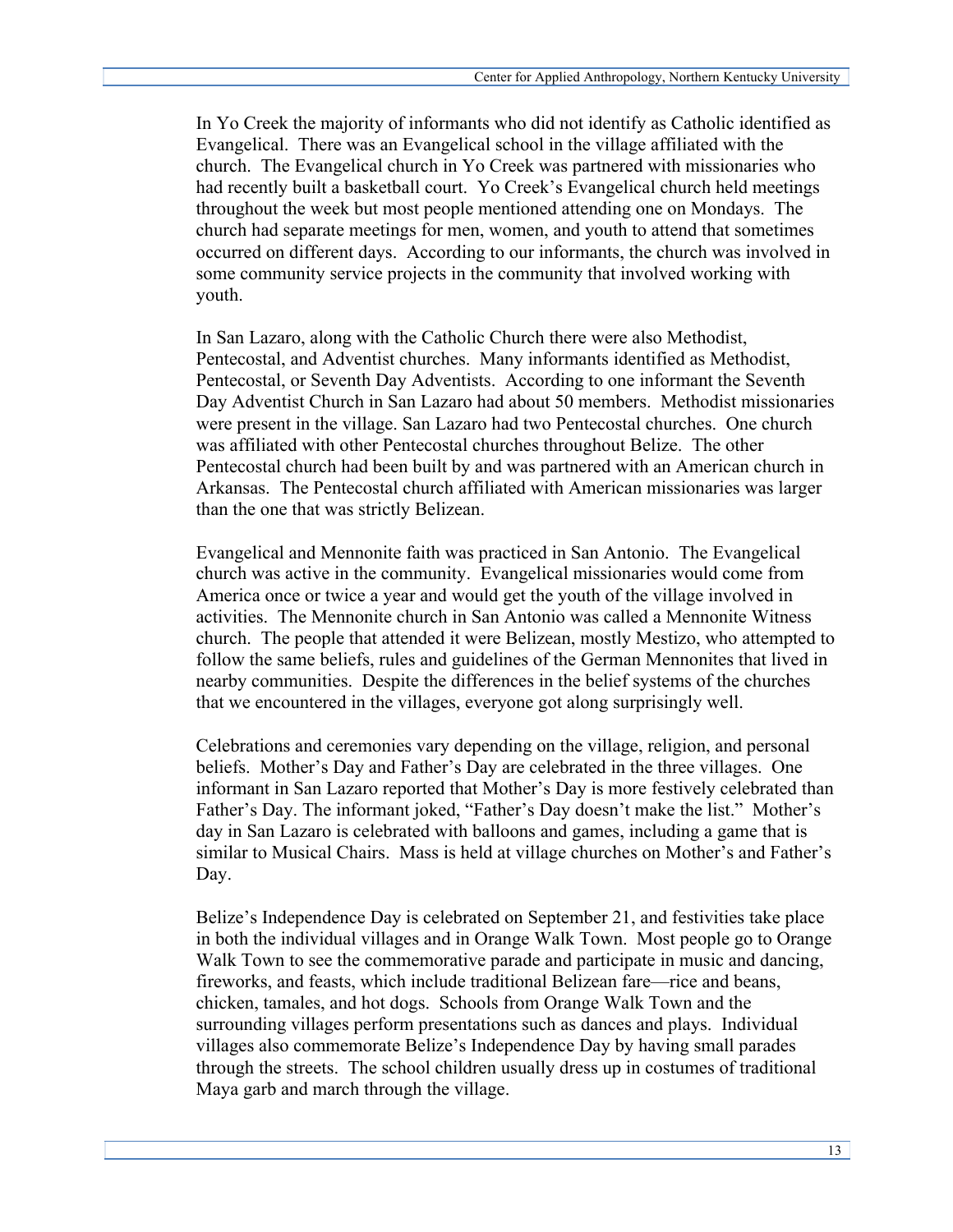In Yo Creek the majority of informants who did not identify as Catholic identified as Evangelical. There was an Evangelical school in the village affiliated with the church. The Evangelical church in Yo Creek was partnered with missionaries who had recently built a basketball court. Yo Creek's Evangelical church held meetings throughout the week but most people mentioned attending one on Mondays. The church had separate meetings for men, women, and youth to attend that sometimes occurred on different days. According to our informants, the church was involved in some community service projects in the community that involved working with youth.

In San Lazaro, along with the Catholic Church there were also Methodist, Pentecostal, and Adventist churches. Many informants identified as Methodist, Pentecostal, or Seventh Day Adventists. According to one informant the Seventh Day Adventist Church in San Lazaro had about 50 members. Methodist missionaries were present in the village. San Lazaro had two Pentecostal churches. One church was affiliated with other Pentecostal churches throughout Belize. The other Pentecostal church had been built by and was partnered with an American church in Arkansas. The Pentecostal church affiliated with American missionaries was larger than the one that was strictly Belizean.

Evangelical and Mennonite faith was practiced in San Antonio. The Evangelical church was active in the community. Evangelical missionaries would come from America once or twice a year and would get the youth of the village involved in activities. The Mennonite church in San Antonio was called a Mennonite Witness church. The people that attended it were Belizean, mostly Mestizo, who attempted to follow the same beliefs, rules and guidelines of the German Mennonites that lived in nearby communities. Despite the differences in the belief systems of the churches that we encountered in the villages, everyone got along surprisingly well.

Celebrations and ceremonies vary depending on the village, religion, and personal beliefs. Mother's Day and Father's Day are celebrated in the three villages. One informant in San Lazaro reported that Mother's Day is more festively celebrated than Father's Day. The informant joked, "Father's Day doesn't make the list." Mother's day in San Lazaro is celebrated with balloons and games, including a game that is similar to Musical Chairs. Mass is held at village churches on Mother's and Father's Day.

Belize's Independence Day is celebrated on September 21, and festivities take place in both the individual villages and in Orange Walk Town. Most people go to Orange Walk Town to see the commemorative parade and participate in music and dancing, fireworks, and feasts, which include traditional Belizean fare—rice and beans, chicken, tamales, and hot dogs. Schools from Orange Walk Town and the surrounding villages perform presentations such as dances and plays. Individual villages also commemorate Belize's Independence Day by having small parades through the streets. The school children usually dress up in costumes of traditional Maya garb and march through the village.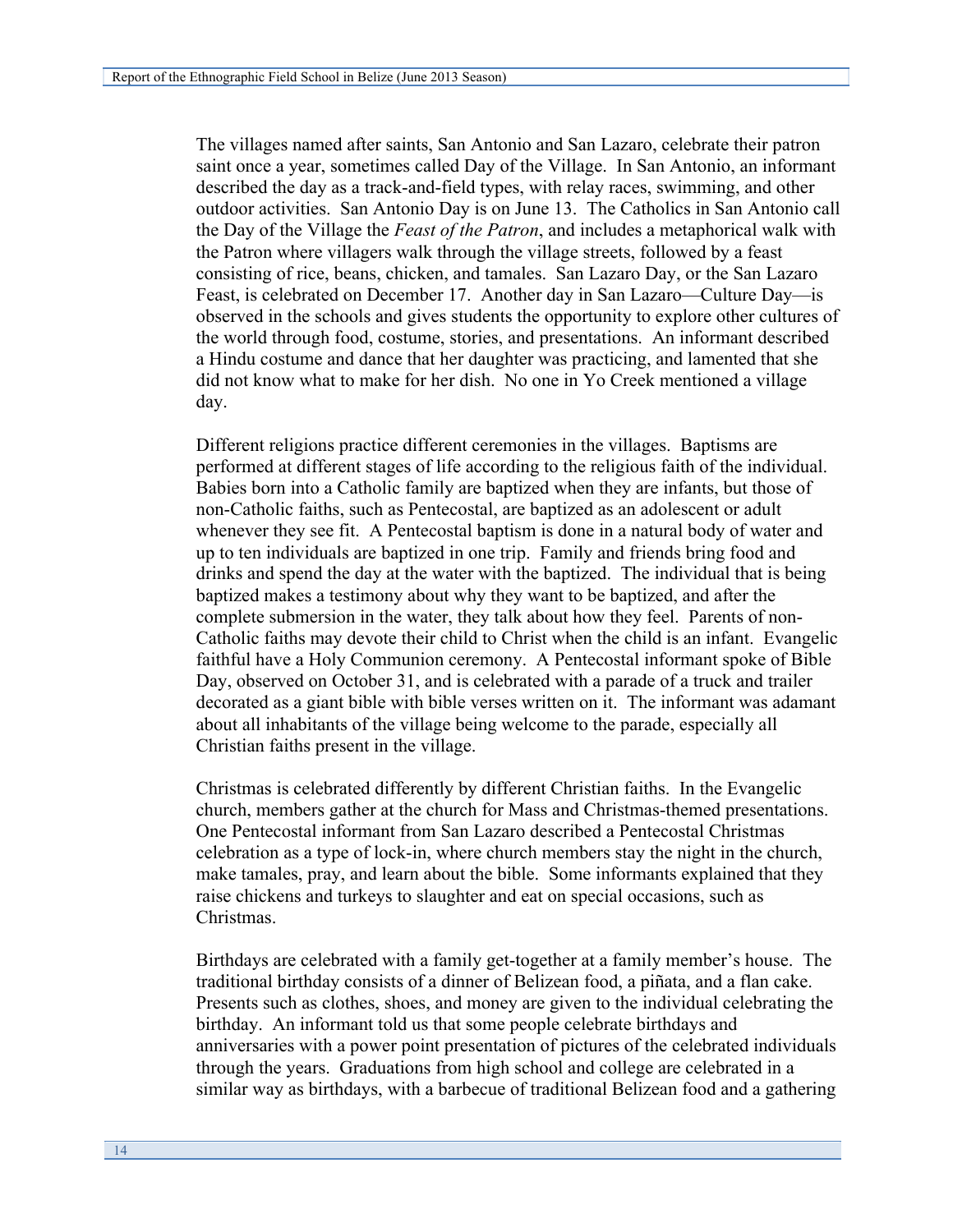The villages named after saints, San Antonio and San Lazaro, celebrate their patron saint once a year, sometimes called Day of the Village. In San Antonio, an informant described the day as a track-and-field types, with relay races, swimming, and other outdoor activities. San Antonio Day is on June 13. The Catholics in San Antonio call the Day of the Village the *Feast of the Patron*, and includes a metaphorical walk with the Patron where villagers walk through the village streets, followed by a feast consisting of rice, beans, chicken, and tamales. San Lazaro Day, or the San Lazaro Feast, is celebrated on December 17. Another day in San Lazaro—Culture Day—is observed in the schools and gives students the opportunity to explore other cultures of the world through food, costume, stories, and presentations. An informant described a Hindu costume and dance that her daughter was practicing, and lamented that she did not know what to make for her dish. No one in Yo Creek mentioned a village day.

Different religions practice different ceremonies in the villages. Baptisms are performed at different stages of life according to the religious faith of the individual. Babies born into a Catholic family are baptized when they are infants, but those of non-Catholic faiths, such as Pentecostal, are baptized as an adolescent or adult whenever they see fit. A Pentecostal baptism is done in a natural body of water and up to ten individuals are baptized in one trip. Family and friends bring food and drinks and spend the day at the water with the baptized. The individual that is being baptized makes a testimony about why they want to be baptized, and after the complete submersion in the water, they talk about how they feel. Parents of non-Catholic faiths may devote their child to Christ when the child is an infant. Evangelic faithful have a Holy Communion ceremony. A Pentecostal informant spoke of Bible Day, observed on October 31, and is celebrated with a parade of a truck and trailer decorated as a giant bible with bible verses written on it. The informant was adamant about all inhabitants of the village being welcome to the parade, especially all Christian faiths present in the village.

Christmas is celebrated differently by different Christian faiths. In the Evangelic church, members gather at the church for Mass and Christmas-themed presentations. One Pentecostal informant from San Lazaro described a Pentecostal Christmas celebration as a type of lock-in, where church members stay the night in the church, make tamales, pray, and learn about the bible. Some informants explained that they raise chickens and turkeys to slaughter and eat on special occasions, such as Christmas.

Birthdays are celebrated with a family get-together at a family member's house. The traditional birthday consists of a dinner of Belizean food, a piñata, and a flan cake. Presents such as clothes, shoes, and money are given to the individual celebrating the birthday. An informant told us that some people celebrate birthdays and anniversaries with a power point presentation of pictures of the celebrated individuals through the years. Graduations from high school and college are celebrated in a similar way as birthdays, with a barbecue of traditional Belizean food and a gathering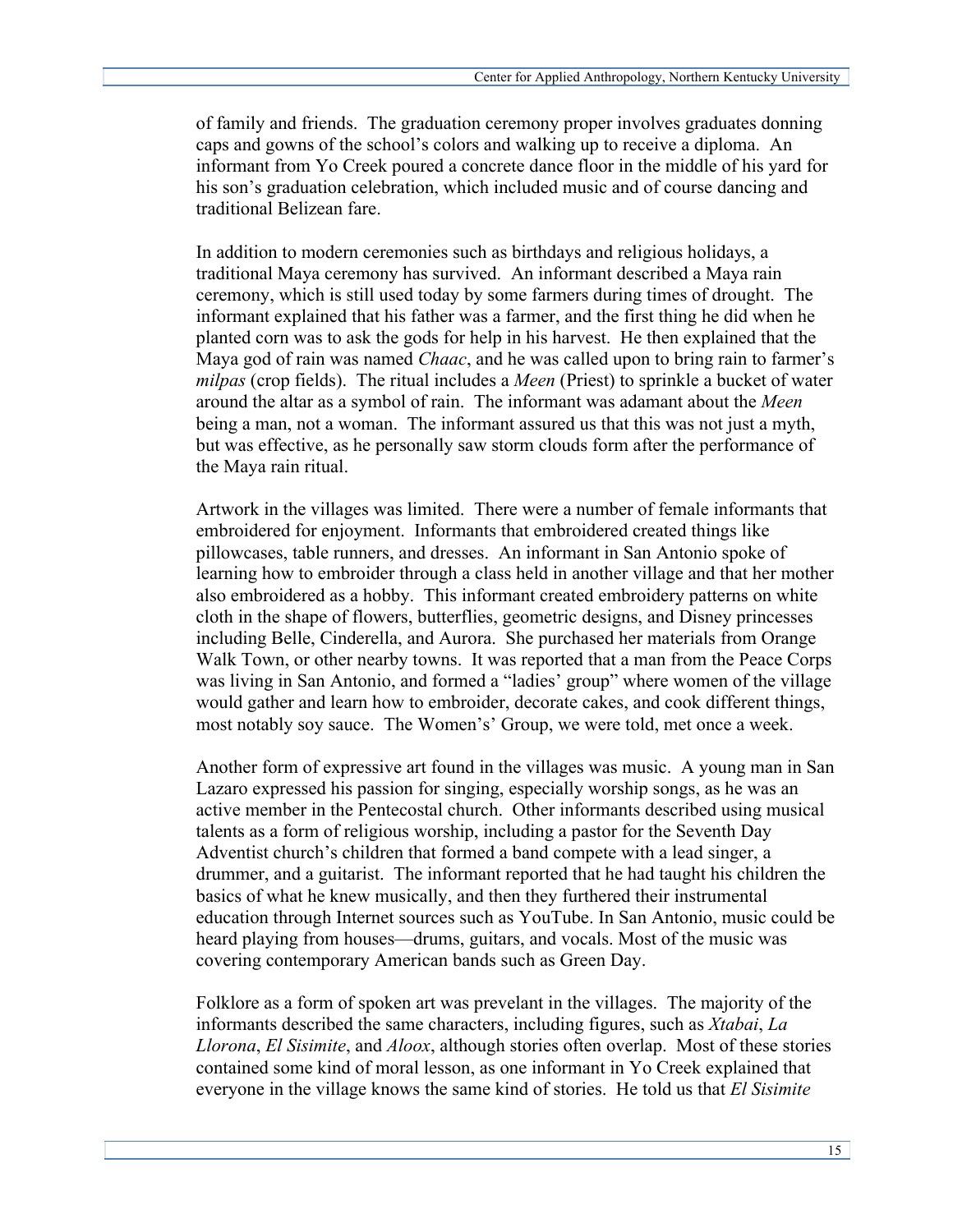of family and friends. The graduation ceremony proper involves graduates donning caps and gowns of the school's colors and walking up to receive a diploma. An informant from Yo Creek poured a concrete dance floor in the middle of his yard for his son's graduation celebration, which included music and of course dancing and traditional Belizean fare.

In addition to modern ceremonies such as birthdays and religious holidays, a traditional Maya ceremony has survived. An informant described a Maya rain ceremony, which is still used today by some farmers during times of drought. The informant explained that his father was a farmer, and the first thing he did when he planted corn was to ask the gods for help in his harvest. He then explained that the Maya god of rain was named *Chaac*, and he was called upon to bring rain to farmer's *milpas* (crop fields). The ritual includes a *Meen* (Priest) to sprinkle a bucket of water around the altar as a symbol of rain. The informant was adamant about the *Meen* being a man, not a woman. The informant assured us that this was not just a myth, but was effective, as he personally saw storm clouds form after the performance of the Maya rain ritual.

Artwork in the villages was limited. There were a number of female informants that embroidered for enjoyment. Informants that embroidered created things like pillowcases, table runners, and dresses. An informant in San Antonio spoke of learning how to embroider through a class held in another village and that her mother also embroidered as a hobby. This informant created embroidery patterns on white cloth in the shape of flowers, butterflies, geometric designs, and Disney princesses including Belle, Cinderella, and Aurora. She purchased her materials from Orange Walk Town, or other nearby towns. It was reported that a man from the Peace Corps was living in San Antonio, and formed a "ladies' group" where women of the village would gather and learn how to embroider, decorate cakes, and cook different things, most notably soy sauce. The Women's' Group, we were told, met once a week.

Another form of expressive art found in the villages was music. A young man in San Lazaro expressed his passion for singing, especially worship songs, as he was an active member in the Pentecostal church. Other informants described using musical talents as a form of religious worship, including a pastor for the Seventh Day Adventist church's children that formed a band compete with a lead singer, a drummer, and a guitarist. The informant reported that he had taught his children the basics of what he knew musically, and then they furthered their instrumental education through Internet sources such as YouTube. In San Antonio, music could be heard playing from houses—drums, guitars, and vocals. Most of the music was covering contemporary American bands such as Green Day.

Folklore as a form of spoken art was prevelant in the villages. The majority of the informants described the same characters, including figures, such as *Xtabai*, *La Llorona*, *El Sisimite*, and *Aloox*, although stories often overlap. Most of these stories contained some kind of moral lesson, as one informant in Yo Creek explained that everyone in the village knows the same kind of stories. He told us that *El Sisimite*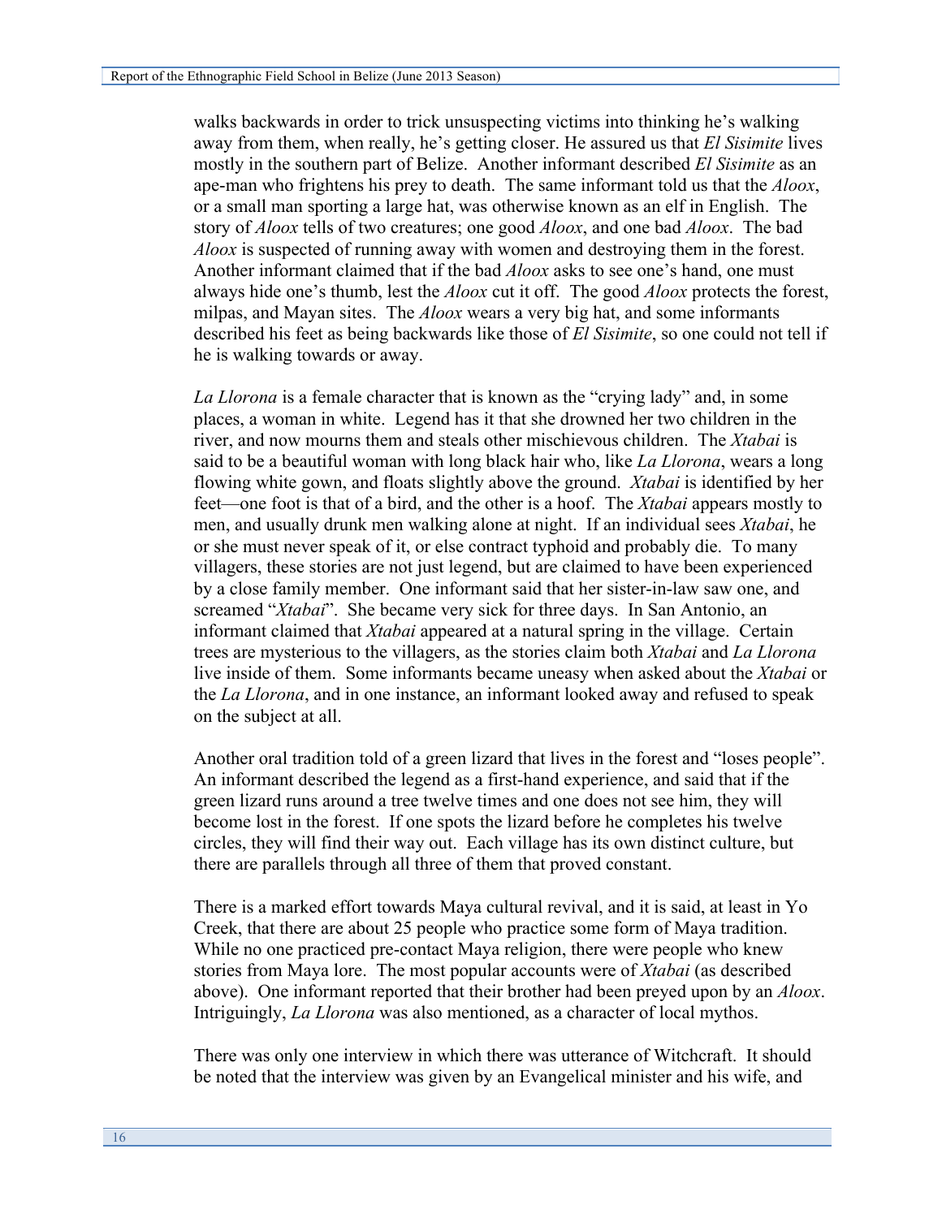walks backwards in order to trick unsuspecting victims into thinking he's walking away from them, when really, he's getting closer. He assured us that *El Sisimite* lives mostly in the southern part of Belize. Another informant described *El Sisimite* as an ape-man who frightens his prey to death. The same informant told us that the *Aloox*, or a small man sporting a large hat, was otherwise known as an elf in English. The story of *Aloox* tells of two creatures; one good *Aloox*, and one bad *Aloox*. The bad *Aloox* is suspected of running away with women and destroying them in the forest. Another informant claimed that if the bad *Aloox* asks to see one's hand, one must always hide one's thumb, lest the *Aloox* cut it off. The good *Aloox* protects the forest, milpas, and Mayan sites. The *Aloox* wears a very big hat, and some informants described his feet as being backwards like those of *El Sisimite*, so one could not tell if he is walking towards or away.

*La Llorona* is a female character that is known as the "crying lady" and, in some places, a woman in white. Legend has it that she drowned her two children in the river, and now mourns them and steals other mischievous children. The *Xtabai* is said to be a beautiful woman with long black hair who, like *La Llorona*, wears a long flowing white gown, and floats slightly above the ground. *Xtabai* is identified by her feet—one foot is that of a bird, and the other is a hoof. The *Xtabai* appears mostly to men, and usually drunk men walking alone at night. If an individual sees *Xtabai*, he or she must never speak of it, or else contract typhoid and probably die. To many villagers, these stories are not just legend, but are claimed to have been experienced by a close family member. One informant said that her sister-in-law saw one, and screamed "*Xtabai*". She became very sick for three days. In San Antonio, an informant claimed that *Xtabai* appeared at a natural spring in the village. Certain trees are mysterious to the villagers, as the stories claim both *Xtabai* and *La Llorona* live inside of them. Some informants became uneasy when asked about the *Xtabai* or the *La Llorona*, and in one instance, an informant looked away and refused to speak on the subject at all.

Another oral tradition told of a green lizard that lives in the forest and "loses people". An informant described the legend as a first-hand experience, and said that if the green lizard runs around a tree twelve times and one does not see him, they will become lost in the forest. If one spots the lizard before he completes his twelve circles, they will find their way out. Each village has its own distinct culture, but there are parallels through all three of them that proved constant.

There is a marked effort towards Maya cultural revival, and it is said, at least in Yo Creek, that there are about 25 people who practice some form of Maya tradition. While no one practiced pre-contact Maya religion, there were people who knew stories from Maya lore. The most popular accounts were of *Xtabai* (as described above). One informant reported that their brother had been preyed upon by an *Aloox*. Intriguingly, *La Llorona* was also mentioned, as a character of local mythos.

There was only one interview in which there was utterance of Witchcraft. It should be noted that the interview was given by an Evangelical minister and his wife, and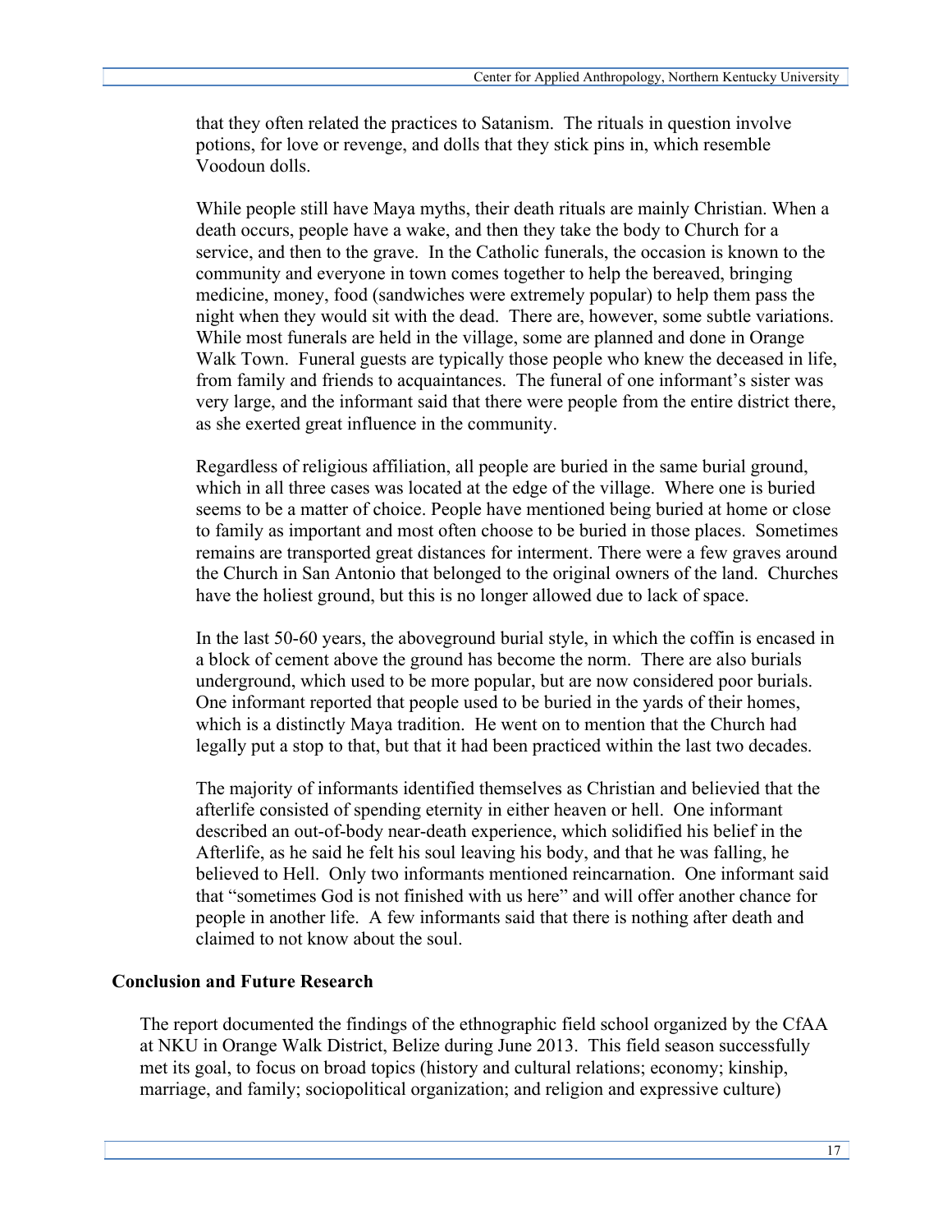that they often related the practices to Satanism. The rituals in question involve potions, for love or revenge, and dolls that they stick pins in, which resemble Voodoun dolls.

While people still have Maya myths, their death rituals are mainly Christian. When a death occurs, people have a wake, and then they take the body to Church for a service, and then to the grave. In the Catholic funerals, the occasion is known to the community and everyone in town comes together to help the bereaved, bringing medicine, money, food (sandwiches were extremely popular) to help them pass the night when they would sit with the dead. There are, however, some subtle variations. While most funerals are held in the village, some are planned and done in Orange Walk Town. Funeral guests are typically those people who knew the deceased in life, from family and friends to acquaintances. The funeral of one informant's sister was very large, and the informant said that there were people from the entire district there, as she exerted great influence in the community.

Regardless of religious affiliation, all people are buried in the same burial ground, which in all three cases was located at the edge of the village. Where one is buried seems to be a matter of choice. People have mentioned being buried at home or close to family as important and most often choose to be buried in those places. Sometimes remains are transported great distances for interment. There were a few graves around the Church in San Antonio that belonged to the original owners of the land. Churches have the holiest ground, but this is no longer allowed due to lack of space.

In the last 50-60 years, the aboveground burial style, in which the coffin is encased in a block of cement above the ground has become the norm. There are also burials underground, which used to be more popular, but are now considered poor burials. One informant reported that people used to be buried in the yards of their homes, which is a distinctly Maya tradition. He went on to mention that the Church had legally put a stop to that, but that it had been practiced within the last two decades.

The majority of informants identified themselves as Christian and believied that the afterlife consisted of spending eternity in either heaven or hell. One informant described an out-of-body near-death experience, which solidified his belief in the Afterlife, as he said he felt his soul leaving his body, and that he was falling, he believed to Hell. Only two informants mentioned reincarnation. One informant said that "sometimes God is not finished with us here" and will offer another chance for people in another life. A few informants said that there is nothing after death and claimed to not know about the soul.

## Conclusion and Future Research

The report documented the findings of the ethnographic field school organized by the CfAA at NKU in Orange Walk District, Belize during June 2013. This field season successfully met its goal, to focus on broad topics (history and cultural relations; economy; kinship, marriage, and family; sociopolitical organization; and religion and expressive culture)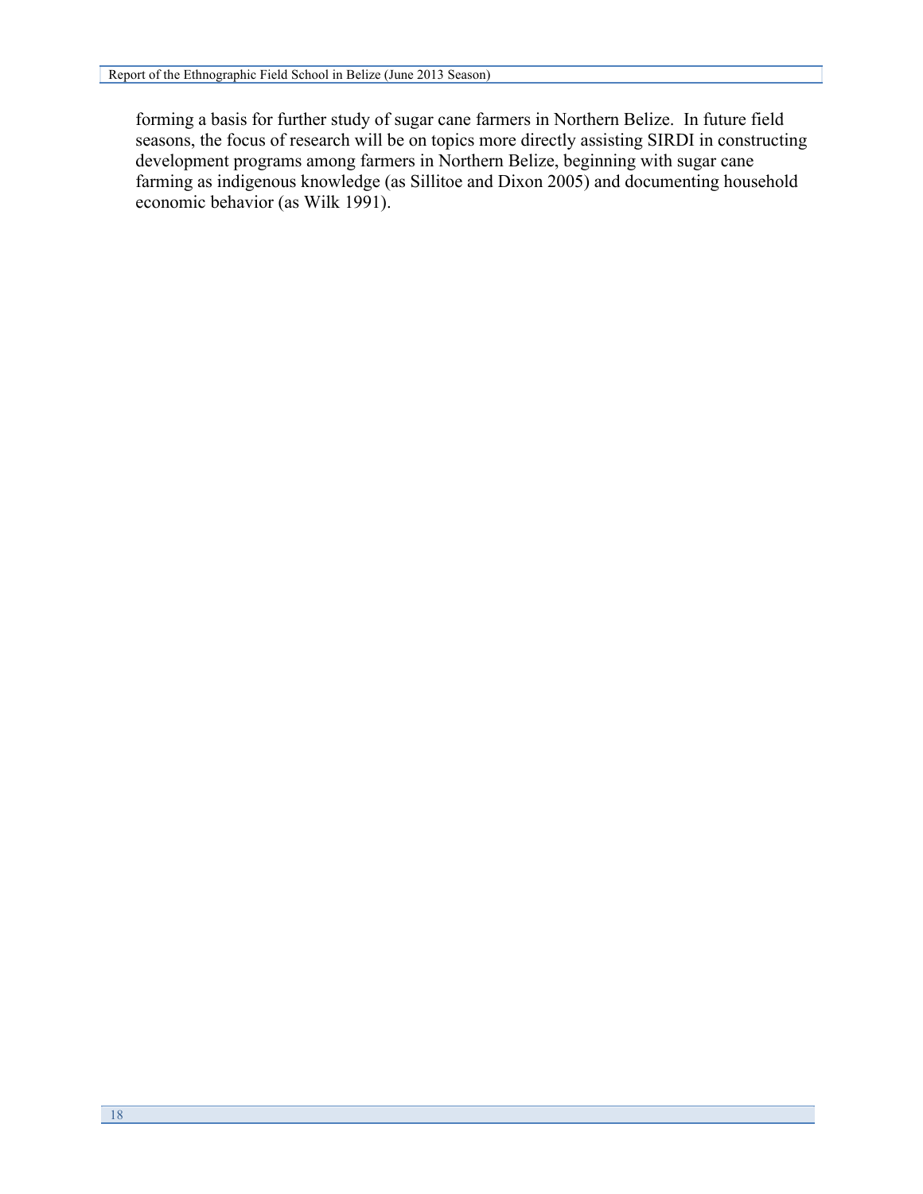forming a basis for further study of sugar cane farmers in Northern Belize. In future field seasons, the focus of research will be on topics more directly assisting SIRDI in constructing development programs among farmers in Northern Belize, beginning with sugar cane farming as indigenous knowledge (as Sillitoe and Dixon 2005) and documenting household economic behavior (as Wilk 1991).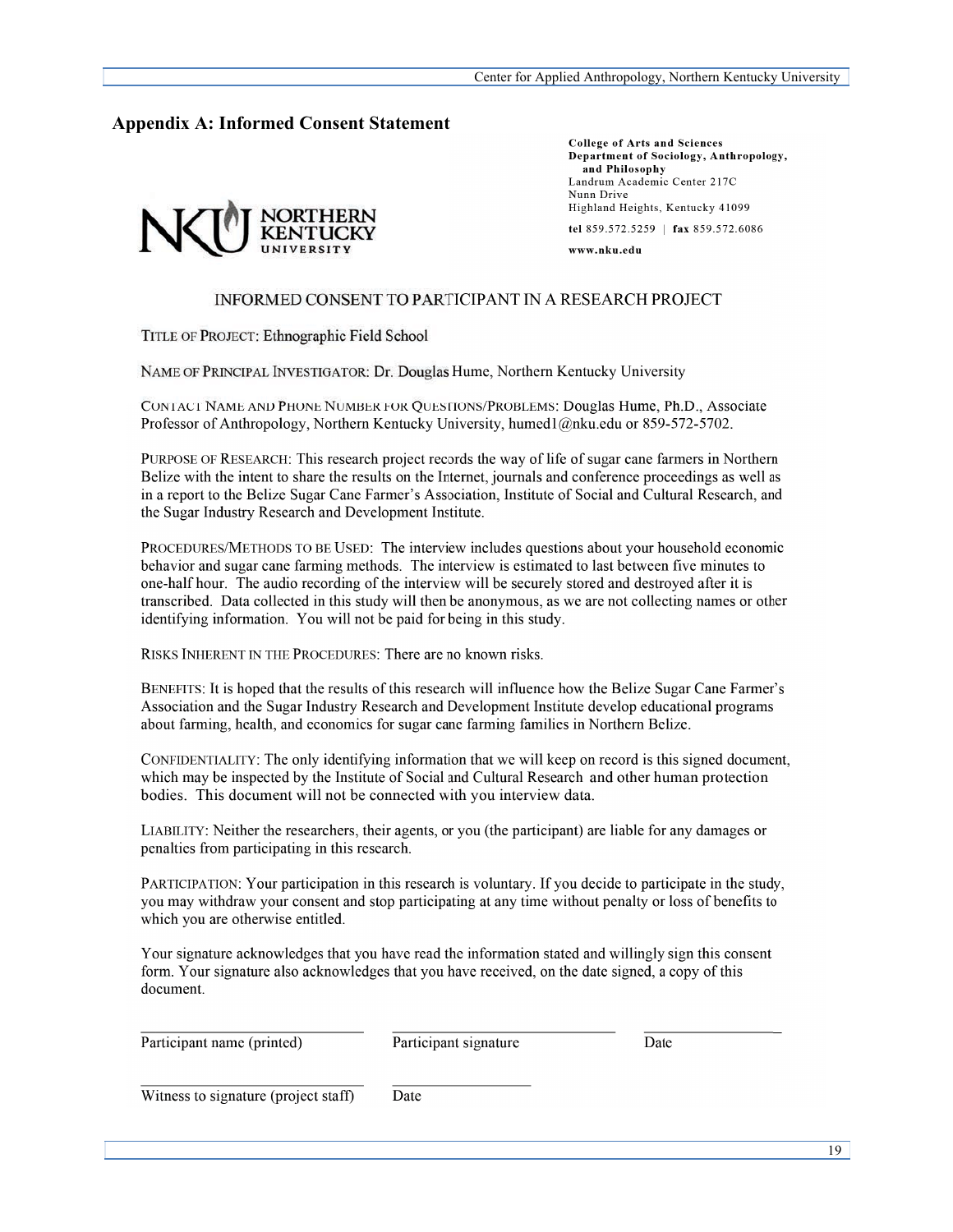## Appendix A: Informed Consent Statement

NORTHERN KENTUCKY UNIVERSITY

**College of Arts and Sciences**
**Department of Sociology, Anthropology, and Philosophy**
Landrum Academic Center 217C
Nunn Drive
Highland Heights, Kentucky 41099
**tel** 859.572.5259 | **fax** 859.572.6086
**www.nku.edu**

INFORMED CONSENT TO PARTICIPANT IN A RESEARCH PROJECT

TITLE OF PROJECT: Ethnographic Field School

NAME OF PRINCIPAL INVESTIGATOR: Dr. Douglas Hume, Northern Kentucky University

CONTACT NAME AND PHONE NUMBER FOR QUESTIONS/PROBLEMS: Douglas Hume, Ph.D., Associate Professor of Anthropology, Northern Kentucky University, humed1@nku.edu or 859-572-5702.

PURPOSE OF RESEARCH: This research project records the way of life of sugar cane farmers in Northern Belize with the intent to share the results on the Internet, journals and conference proceedings as well as in a report to the Belize Sugar Cane Farmer's Association, Institute of Social and Cultural Research, and the Sugar Industry Research and Development Institute.

PROCEDURES/METHODS TO BE USED: The interview includes questions about your household economic behavior and sugar cane farming methods. The interview is estimated to last between five minutes to one-half hour. The audio recording of the interview will be securely stored and destroyed after it is transcribed. Data collected in this study will then be anonymous, as we are not collecting names or other identifying information. You will not be paid for being in this study.

RISKS INHERENT IN THE PROCEDURES: There are no known risks.

BENEFITS: It is hoped that the results of this research will influence how the Belize Sugar Cane Farmer's Association and the Sugar Industry Research and Development Institute develop educational programs about farming, health, and economics for sugar cane farming families in Northern Belize.

CONFIDENTIALITY: The only identifying information that we will keep on record is this signed document, which may be inspected by the Institute of Social and Cultural Research and other human protection bodies. This document will not be connected with you interview data.

LIABILITY: Neither the researchers, their agents, or you (the participant) are liable for any damages or penalties from participating in this research.

PARTICIPATION: Your participation in this research is voluntary. If you decide to participate in the study, you may withdraw your consent and stop participating at any time without penalty or loss of benefits to which you are otherwise entitled.

Your signature acknowledges that you have read the information stated and willingly sign this consent form. Your signature also acknowledges that you have received, on the date signed, a copy of this document.

\_\_\_\_\_\_\_\_\_\_\_\_\_\_\_\_\_\_\_\_\_\_\_\_\_\_ \_\_\_\_\_\_\_\_\_\_\_\_\_\_\_\_\_\_\_\_\_\_\_\_\_\_ \_\_\_\_\_\_\_\_\_\_\_\_\_\_\_\_
Participant name (printed) Participant signature Date

\_\_\_\_\_\_\_\_\_\_\_\_\_\_\_\_\_\_\_\_\_\_\_\_\_\_ \_\_\_\_\_\_\_\_\_\_\_\_\_\_\_\_
Witness to signature (project staff) Date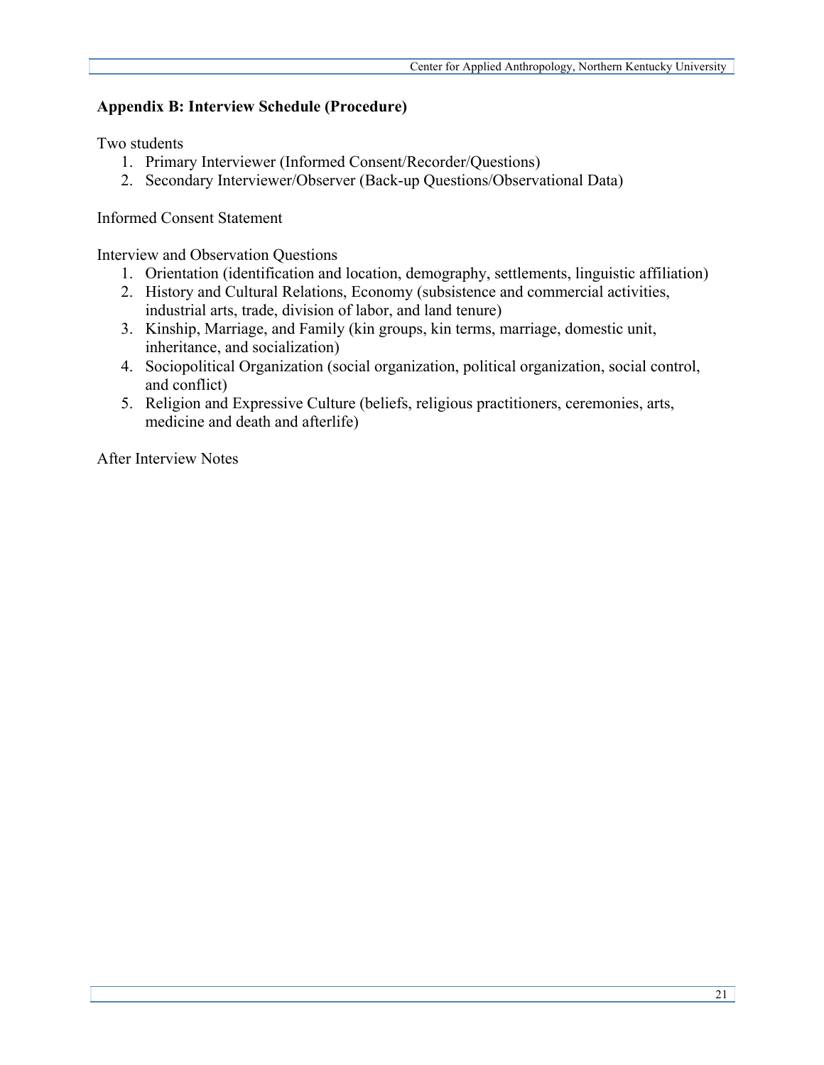## Appendix B: Interview Schedule (Procedure)

Two students

1. Primary Interviewer (Informed Consent/Recorder/Questions)
2. Secondary Interviewer/Observer (Back-up Questions/Observational Data)

Informed Consent Statement

Interview and Observation Questions

1. Orientation (identification and location, demography, settlements, linguistic affiliation)
2. History and Cultural Relations, Economy (subsistence and commercial activities, industrial arts, trade, division of labor, and land tenure)
3. Kinship, Marriage, and Family (kin groups, kin terms, marriage, domestic unit, inheritance, and socialization)
4. Sociopolitical Organization (social organization, political organization, social control, and conflict)
5. Religion and Expressive Culture (beliefs, religious practitioners, ceremonies, arts, medicine and death and afterlife)

After Interview Notes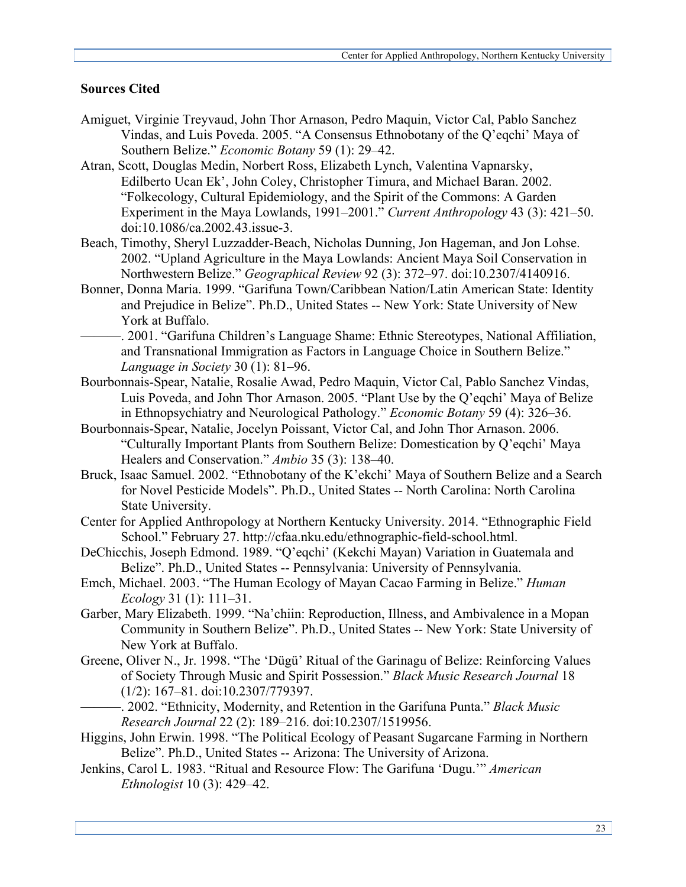## Sources Cited

Amiguet, Virginie Treyvaud, John Thor Arnason, Pedro Maquin, Victor Cal, Pablo Sanchez Vindas, and Luis Poveda. 2005. "A Consensus Ethnobotany of the Q'eqchi' Maya of Southern Belize." *Economic Botany* 59 (1): 29–42.

Atran, Scott, Douglas Medin, Norbert Ross, Elizabeth Lynch, Valentina Vapnarsky, Edilberto Ucan Ek', John Coley, Christopher Timura, and Michael Baran. 2002. "Folkecology, Cultural Epidemiology, and the Spirit of the Commons: A Garden Experiment in the Maya Lowlands, 1991–2001." *Current Anthropology* 43 (3): 421–50. doi:10.1086/ca.2002.43.issue-3.

Beach, Timothy, Sheryl Luzzadder-Beach, Nicholas Dunning, Jon Hageman, and Jon Lohse. 2002. "Upland Agriculture in the Maya Lowlands: Ancient Maya Soil Conservation in Northwestern Belize." *Geographical Review* 92 (3): 372–97. doi:10.2307/4140916.

Bonner, Donna Maria. 1999. "Garifuna Town/Caribbean Nation/Latin American State: Identity and Prejudice in Belize". Ph.D., United States -- New York: State University of New York at Buffalo.

———. 2001. "Garifuna Children's Language Shame: Ethnic Stereotypes, National Affiliation, and Transnational Immigration as Factors in Language Choice in Southern Belize." *Language in Society* 30 (1): 81–96.

Bourbonnais-Spear, Natalie, Rosalie Awad, Pedro Maquin, Victor Cal, Pablo Sanchez Vindas, Luis Poveda, and John Thor Arnason. 2005. "Plant Use by the Q'eqchi' Maya of Belize in Ethnopsychiatry and Neurological Pathology." *Economic Botany* 59 (4): 326–36.

Bourbonnais-Spear, Natalie, Jocelyn Poissant, Victor Cal, and John Thor Arnason. 2006. "Culturally Important Plants from Southern Belize: Domestication by Q'eqchi' Maya Healers and Conservation." *Ambio* 35 (3): 138–40.

Bruck, Isaac Samuel. 2002. "Ethnobotany of the K'ekchi' Maya of Southern Belize and a Search for Novel Pesticide Models". Ph.D., United States -- North Carolina: North Carolina State University.

Center for Applied Anthropology at Northern Kentucky University. 2014. "Ethnographic Field School." February 27. http://cfaa.nku.edu/ethnographic-field-school.html.

DeChicchis, Joseph Edmond. 1989. "Q'eqchi' (Kekchi Mayan) Variation in Guatemala and Belize". Ph.D., United States -- Pennsylvania: University of Pennsylvania.

Emch, Michael. 2003. "The Human Ecology of Mayan Cacao Farming in Belize." *Human Ecology* 31 (1): 111–31.

Garber, Mary Elizabeth. 1999. "Na'chiin: Reproduction, Illness, and Ambivalence in a Mopan Community in Southern Belize". Ph.D., United States -- New York: State University of New York at Buffalo.

Greene, Oliver N., Jr. 1998. "The 'Dügü' Ritual of the Garinagu of Belize: Reinforcing Values of Society Through Music and Spirit Possession." *Black Music Research Journal* 18 (1/2): 167–81. doi:10.2307/779397.

———. 2002. "Ethnicity, Modernity, and Retention in the Garifuna Punta." *Black Music Research Journal* 22 (2): 189–216. doi:10.2307/1519956.

Higgins, John Erwin. 1998. "The Political Ecology of Peasant Sugarcane Farming in Northern Belize". Ph.D., United States -- Arizona: The University of Arizona.

Jenkins, Carol L. 1983. "Ritual and Resource Flow: The Garifuna 'Dugu.'" *American Ethnologist* 10 (3): 429–42.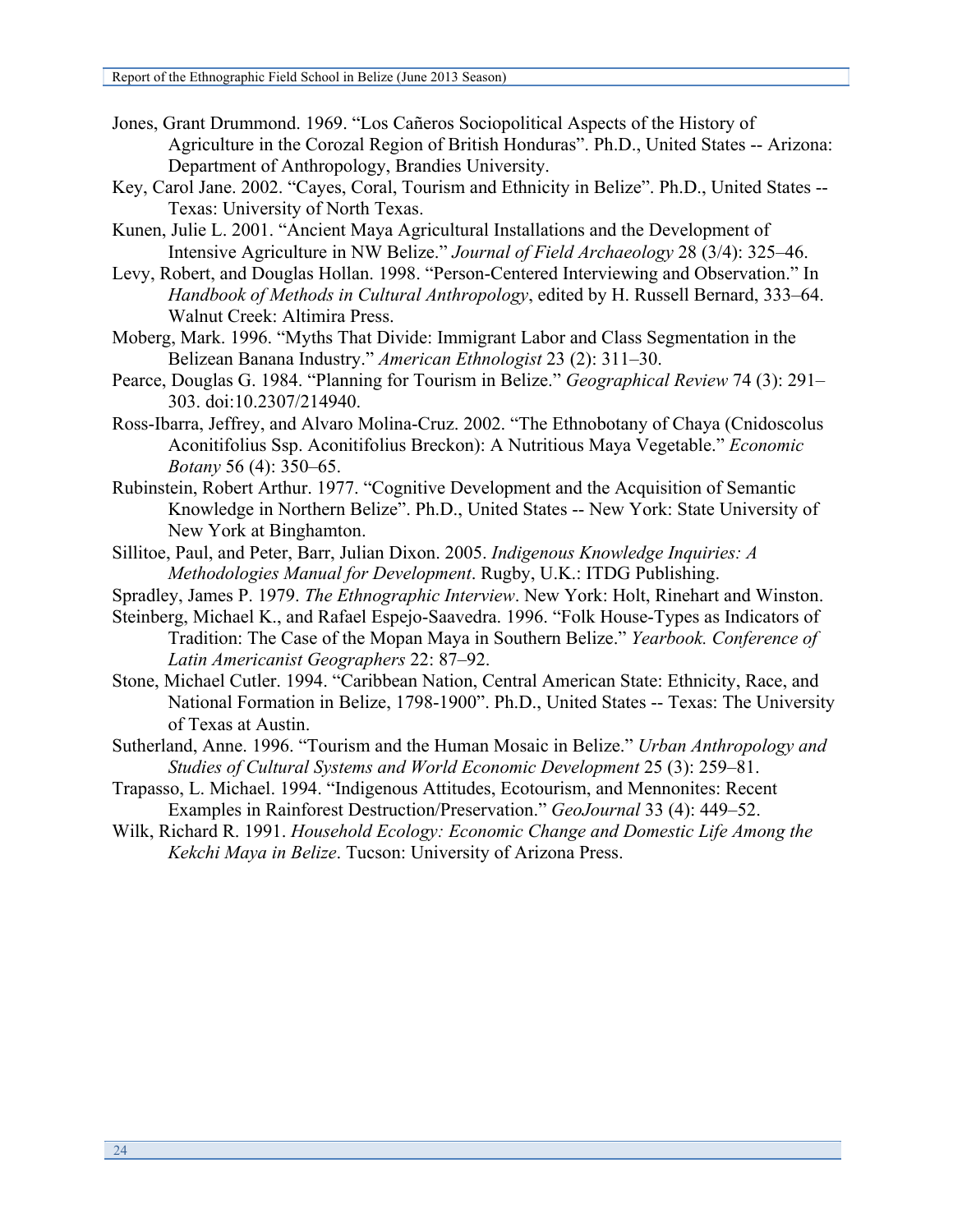Jones, Grant Drummond. 1969. “Los Cañeros Sociopolitical Aspects of the History of Agriculture in the Corozal Region of British Honduras”. Ph.D., United States -- Arizona: Department of Anthropology, Brandies University.

Key, Carol Jane. 2002. “Cayes, Coral, Tourism and Ethnicity in Belize”. Ph.D., United States -- Texas: University of North Texas.

Kunen, Julie L. 2001. “Ancient Maya Agricultural Installations and the Development of Intensive Agriculture in NW Belize.” *Journal of Field Archaeology* 28 (3/4): 325–46.

Levy, Robert, and Douglas Hollan. 1998. “Person-Centered Interviewing and Observation.” In *Handbook of Methods in Cultural Anthropology*, edited by H. Russell Bernard, 333–64. Walnut Creek: Altimira Press.

Moberg, Mark. 1996. “Myths That Divide: Immigrant Labor and Class Segmentation in the Belizean Banana Industry.” *American Ethnologist* 23 (2): 311–30.

Pearce, Douglas G. 1984. “Planning for Tourism in Belize.” *Geographical Review* 74 (3): 291–303. doi:10.2307/214940.

Ross-Ibarra, Jeffrey, and Alvaro Molina-Cruz. 2002. “The Ethnobotany of Chaya (Cnidoscolus Aconitifolius Ssp. Aconitifolius Breckon): A Nutritious Maya Vegetable.” *Economic Botany* 56 (4): 350–65.

Rubinstein, Robert Arthur. 1977. “Cognitive Development and the Acquisition of Semantic Knowledge in Northern Belize”. Ph.D., United States -- New York: State University of New York at Binghamton.

Sillitoe, Paul, and Peter, Barr, Julian Dixon. 2005. *Indigenous Knowledge Inquiries: A Methodologies Manual for Development*. Rugby, U.K.: ITDG Publishing.

Spradley, James P. 1979. *The Ethnographic Interview*. New York: Holt, Rinehart and Winston.

Steinberg, Michael K., and Rafael Espejo-Saavedra. 1996. “Folk House-Types as Indicators of Tradition: The Case of the Mopan Maya in Southern Belize.” *Yearbook. Conference of Latin Americanist Geographers* 22: 87–92.

Stone, Michael Cutler. 1994. “Caribbean Nation, Central American State: Ethnicity, Race, and National Formation in Belize, 1798-1900”. Ph.D., United States -- Texas: The University of Texas at Austin.

Sutherland, Anne. 1996. “Tourism and the Human Mosaic in Belize.” *Urban Anthropology and Studies of Cultural Systems and World Economic Development* 25 (3): 259–81.

Trapasso, L. Michael. 1994. “Indigenous Attitudes, Ecotourism, and Mennonites: Recent Examples in Rainforest Destruction/Preservation.” *GeoJournal* 33 (4): 449–52.

Wilk, Richard R. 1991. *Household Ecology: Economic Change and Domestic Life Among the Kekchi Maya in Belize*. Tucson: University of Arizona Press.